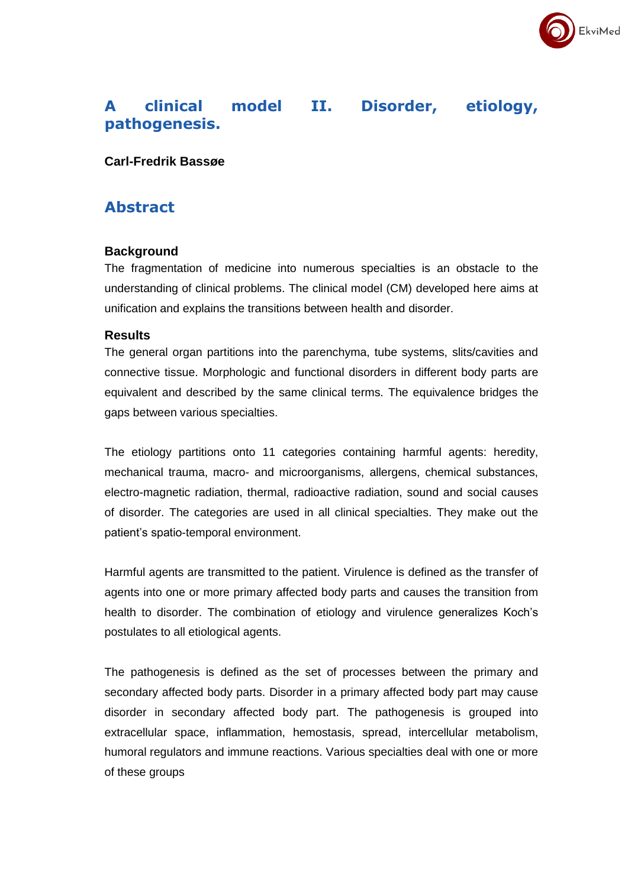# A clinical model II. Disorder, etiology, pathogenesis.

**Carl-Fredrik Bassøe**

## Abstract

### Background

The fragmentation of medicine into numerous specialties is an obstacle to the understanding of clinical problems. The clinical model (CM) developed here aims at unification and explains the transitions between health and disorder.

### Results

The general organ partitions into the parenchyma, tube systems, slits/cavities and connective tissue. Morphologic and functional disorders in different body parts are equivalent and described by the same clinical terms. The equivalence bridges the gaps between various specialties.

The etiology partitions onto 11 categories containing harmful agents: heredity, mechanical trauma, macro- and microorganisms, allergens, chemical substances, electro-magnetic radiation, thermal, radioactive radiation, sound and social causes of disorder. The categories are used in all clinical specialties. They make out the patient's spatio-temporal environment.

Harmful agents are transmitted to the patient. Virulence is defined as the transfer of agents into one or more primary affected body parts and causes the transition from health to disorder. The combination of etiology and virulence generalizes Koch's postulates to all etiological agents.

The pathogenesis is defined as the set of processes between the primary and secondary affected body parts. Disorder in a primary affected body part may cause disorder in secondary affected body part. The pathogenesis is grouped into extracellular space, inflammation, hemostasis, spread, intercellular metabolism, humoral regulators and immune reactions. Various specialties deal with one or more of these groups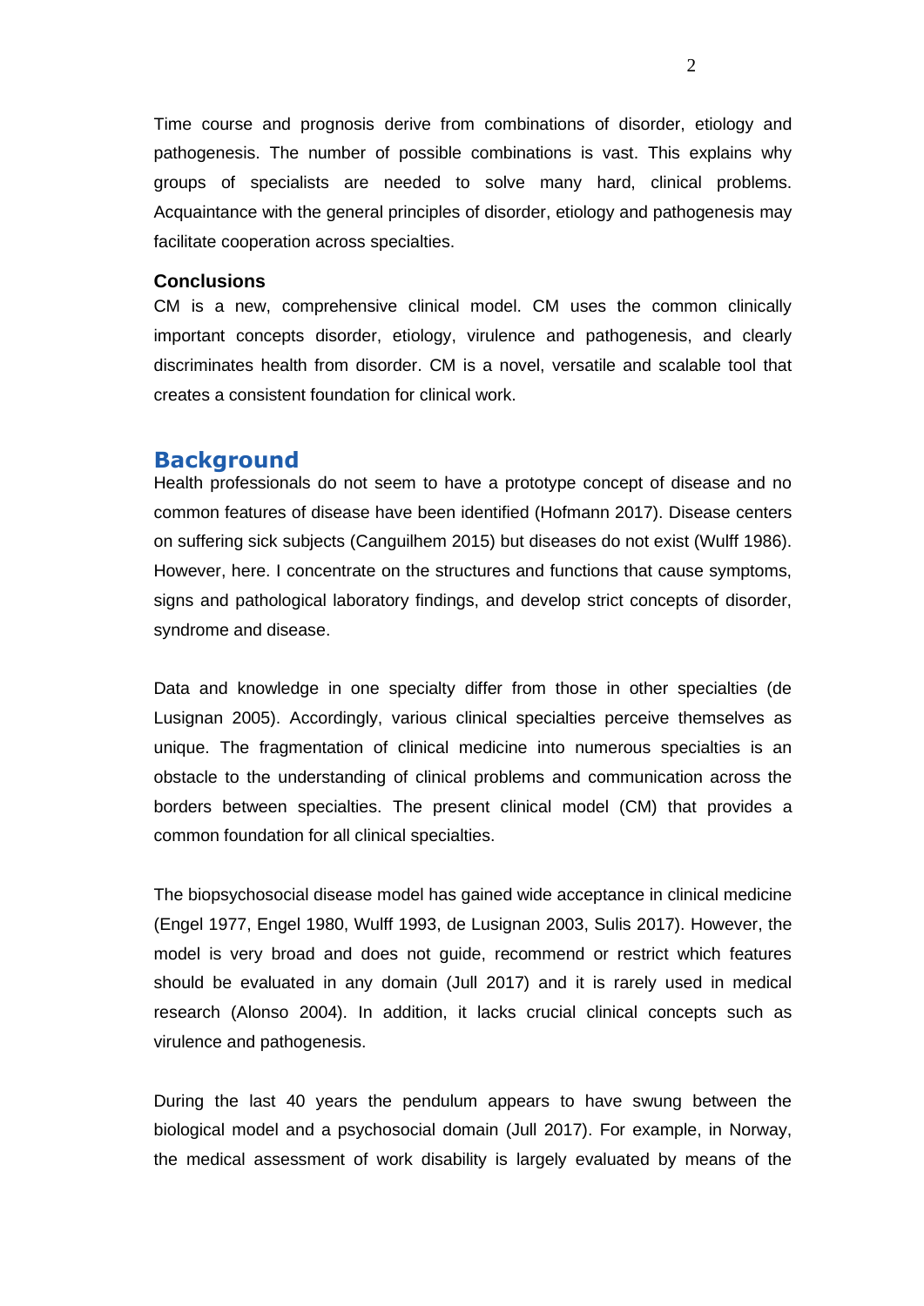Time course and prognosis derive from combinations of disorder, etiology and pathogenesis. The number of possible combinations is vast. This explains why groups of specialists are needed to solve many hard, clinical problems. Acquaintance with the general principles of disorder, etiology and pathogenesis may facilitate cooperation across specialties.

**Conclusions**

CM is a new, comprehensive clinical model. CM uses the common clinically important concepts disorder, etiology, virulence and pathogenesis, and clearly discriminates health from disorder. CM is a novel, versatile and scalable tool that creates a consistent foundation for clinical work.

## Background

Health professionals do not seem to have a prototype concept of disease and no common features of disease have been identified (Hofmann 2017). Disease centers on suffering sick subjects (Canguilhem 2015) but diseases do not exist (Wulff 1986). However, here. I concentrate on the structures and functions that cause symptoms, signs and pathological laboratory findings, and develop strict concepts of disorder, syndrome and disease.

Data and knowledge in one specialty differ from those in other specialties (de Lusignan 2005). Accordingly, various clinical specialties perceive themselves as unique. The fragmentation of clinical medicine into numerous specialties is an obstacle to the understanding of clinical problems and communication across the borders between specialties. The present clinical model (CM) that provides a common foundation for all clinical specialties.

The biopsychosocial disease model has gained wide acceptance in clinical medicine (Engel 1977, Engel 1980, Wulff 1993, de Lusignan 2003, Sulis 2017). However, the model is very broad and does not guide, recommend or restrict which features should be evaluated in any domain (Jull 2017) and it is rarely used in medical research (Alonso 2004). In addition, it lacks crucial clinical concepts such as virulence and pathogenesis.

During the last 40 years the pendulum appears to have swung between the biological model and a psychosocial domain (Jull 2017). For example, in Norway, the medical assessment of work disability is largely evaluated by means of the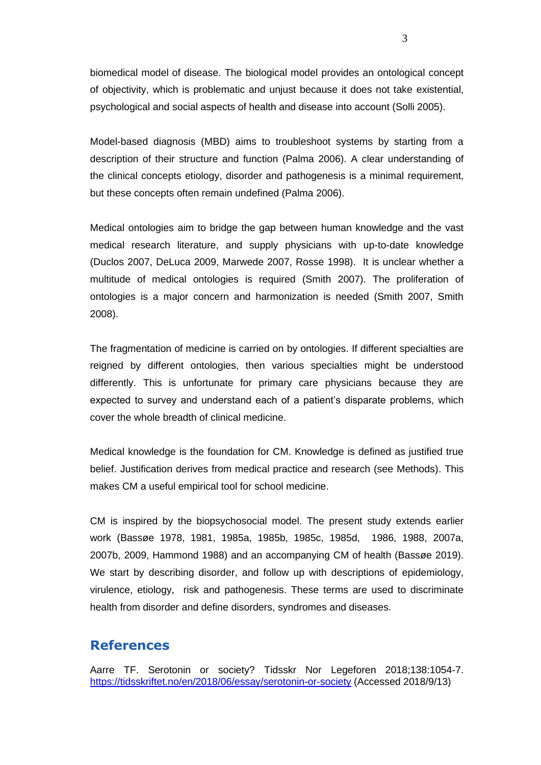biomedical model of disease. The biological model provides an ontological concept of objectivity, which is problematic and unjust because it does not take existential, psychological and social aspects of health and disease into account (Solli 2005).

Model-based diagnosis (MBD) aims to troubleshoot systems by starting from a description of their structure and function (Palma 2006). A clear understanding of the clinical concepts etiology, disorder and pathogenesis is a minimal requirement, but these concepts often remain undefined (Palma 2006).

Medical ontologies aim to bridge the gap between human knowledge and the vast medical research literature, and supply physicians with up-to-date knowledge (Duclos 2007, DeLuca 2009, Marwede 2007, Rosse 1998). It is unclear whether a multitude of medical ontologies is required (Smith 2007). The proliferation of ontologies is a major concern and harmonization is needed (Smith 2007, Smith 2008).

The fragmentation of medicine is carried on by ontologies. If different specialties are reigned by different ontologies, then various specialties might be understood differently. This is unfortunate for primary care physicians because they are expected to survey and understand each of a patient's disparate problems, which cover the whole breadth of clinical medicine.

Medical knowledge is the foundation for CM. Knowledge is defined as justified true belief. Justification derives from medical practice and research (see Methods). This makes CM a useful empirical tool for school medicine.

CM is inspired by the biopsychosocial model. The present study extends earlier work (Bassøe 1978, 1981, 1985a, 1985b, 1985c, 1985d, 1986, 1988, 2007a, 2007b, 2009, Hammond 1988) and an accompanying CM of health (Bassøe 2019). We start by describing disorder, and follow up with descriptions of epidemiology, virulence, etiology, risk and pathogenesis. These terms are used to discriminate health from disorder and define disorders, syndromes and diseases.

## References

Aarre TF. Serotonin or society? Tidsskr Nor Legeforen 2018;138:1054-7. https://tidsskriftet.no/en/2018/06/essay/serotonin-or-society (Accessed 2018/9/13)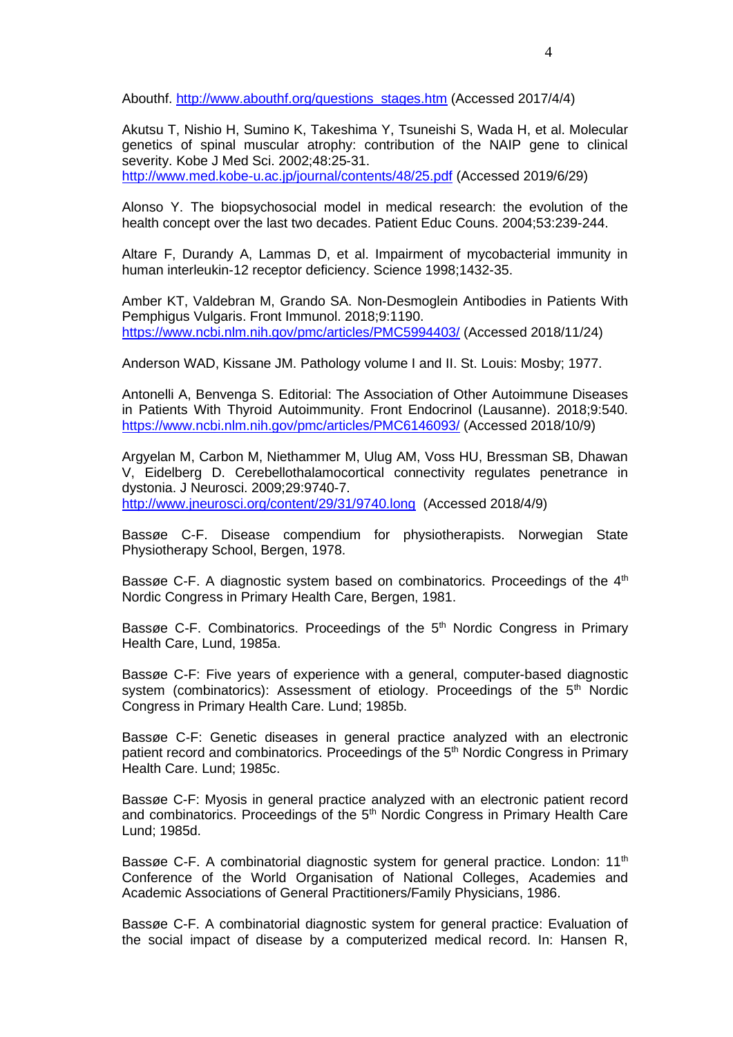Abouthf. http://www.abouthf.org/questions_stages.htm (Accessed 2017/4/4)

Akutsu T, Nishio H, Sumino K, Takeshima Y, Tsuneishi S, Wada H, et al. Molecular genetics of spinal muscular atrophy: contribution of the NAIP gene to clinical severity. Kobe J Med Sci. 2002;48:25-31.
http://www.med.kobe-u.ac.jp/journal/contents/48/25.pdf (Accessed 2019/6/29)

Alonso Y. The biopsychosocial model in medical research: the evolution of the health concept over the last two decades. Patient Educ Couns. 2004;53:239-244.

Altare F, Durandy A, Lammas D, et al. Impairment of mycobacterial immunity in human interleukin-12 receptor deficiency. Science 1998;1432-35.

Amber KT, Valdebran M, Grando SA. Non-Desmoglein Antibodies in Patients With Pemphigus Vulgaris. Front Immunol. 2018;9:1190.
https://www.ncbi.nlm.nih.gov/pmc/articles/PMC5994403/ (Accessed 2018/11/24)

Anderson WAD, Kissane JM. Pathology volume I and II. St. Louis: Mosby; 1977.

Antonelli A, Benvenga S. Editorial: The Association of Other Autoimmune Diseases in Patients With Thyroid Autoimmunity. Front Endocrinol (Lausanne). 2018;9:540.
https://www.ncbi.nlm.nih.gov/pmc/articles/PMC6146093/ (Accessed 2018/10/9)

Argyelan M, Carbon M, Niethammer M, Ulug AM, Voss HU, Bressman SB, Dhawan V, Eidelberg D. Cerebellothalamocortical connectivity regulates penetrance in dystonia. J Neurosci. 2009;29:9740-7.
http://www.jneurosci.org/content/29/31/9740.long (Accessed 2018/4/9)

Bassøe C-F. Disease compendium for physiotherapists. Norwegian State Physiotherapy School, Bergen, 1978.

Bassøe C-F. A diagnostic system based on combinatorics. Proceedings of the 4th Nordic Congress in Primary Health Care, Bergen, 1981.

Bassøe C-F. Combinatorics. Proceedings of the 5th Nordic Congress in Primary Health Care, Lund, 1985a.

Bassøe C-F: Five years of experience with a general, computer-based diagnostic system (combinatorics): Assessment of etiology. Proceedings of the 5th Nordic Congress in Primary Health Care. Lund; 1985b.

Bassøe C-F: Genetic diseases in general practice analyzed with an electronic patient record and combinatorics. Proceedings of the 5th Nordic Congress in Primary Health Care. Lund; 1985c.

Bassøe C-F: Myosis in general practice analyzed with an electronic patient record and combinatorics. Proceedings of the 5th Nordic Congress in Primary Health Care Lund; 1985d.

Bassøe C-F. A combinatorial diagnostic system for general practice. London: 11th Conference of the World Organisation of National Colleges, Academies and Academic Associations of General Practitioners/Family Physicians, 1986.

Bassøe C-F. A combinatorial diagnostic system for general practice: Evaluation of the social impact of disease by a computerized medical record. In: Hansen R,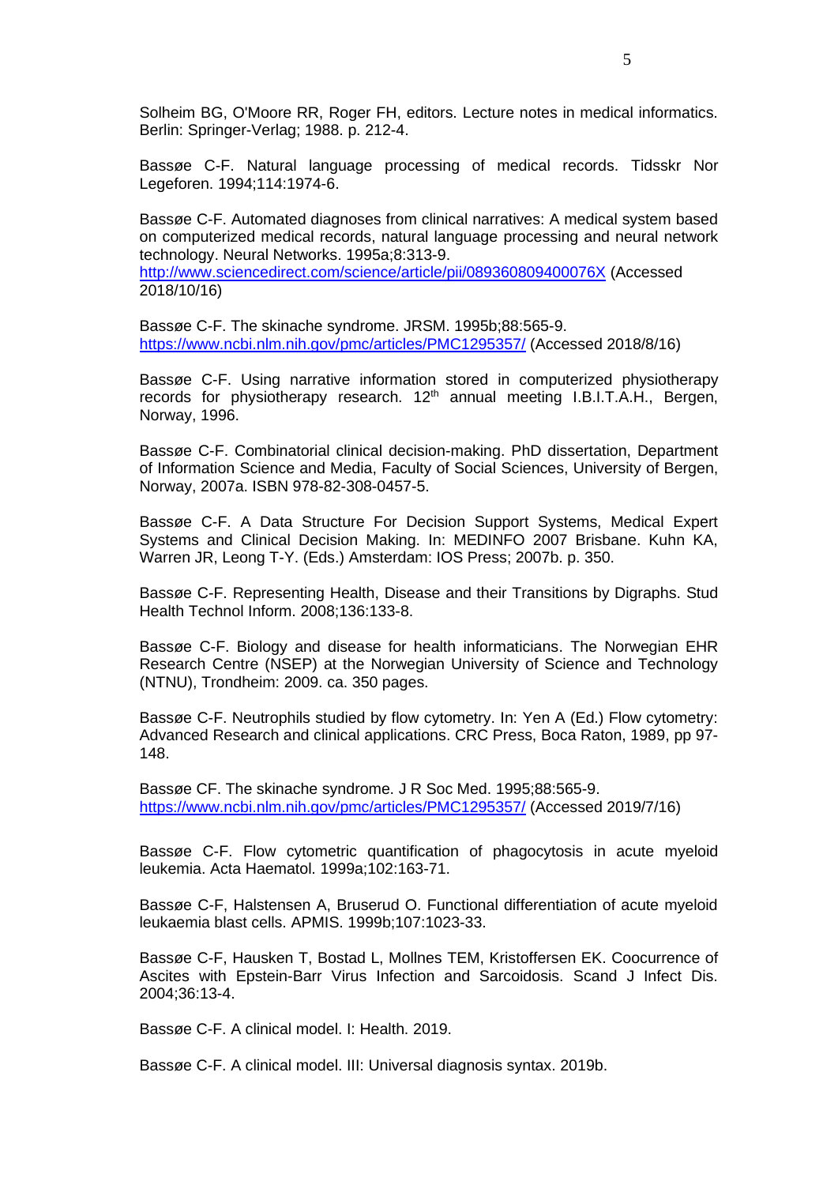Solheim BG, O'Moore RR, Roger FH, editors. Lecture notes in medical informatics. Berlin: Springer-Verlag; 1988. p. 212-4.

Bassøe C-F. Natural language processing of medical records. Tidsskr Nor Legeforen. 1994;114:1974-6.

Bassøe C-F. Automated diagnoses from clinical narratives: A medical system based on computerized medical records, natural language processing and neural network technology. Neural Networks. 1995a;8:313-9. http://www.sciencedirect.com/science/article/pii/089360809400076X (Accessed 2018/10/16)

Bassøe C-F. The skinache syndrome. JRSM. 1995b;88:565-9. https://www.ncbi.nlm.nih.gov/pmc/articles/PMC1295357/ (Accessed 2018/8/16)

Bassøe C-F. Using narrative information stored in computerized physiotherapy records for physiotherapy research. 12th annual meeting I.B.I.T.A.H., Bergen, Norway, 1996.

Bassøe C-F. Combinatorial clinical decision-making. PhD dissertation, Department of Information Science and Media, Faculty of Social Sciences, University of Bergen, Norway, 2007a. ISBN 978-82-308-0457-5.

Bassøe C-F. A Data Structure For Decision Support Systems, Medical Expert Systems and Clinical Decision Making. In: MEDINFO 2007 Brisbane. Kuhn KA, Warren JR, Leong T-Y. (Eds.) Amsterdam: IOS Press; 2007b. p. 350.

Bassøe C-F. Representing Health, Disease and their Transitions by Digraphs. Stud Health Technol Inform. 2008;136:133-8.

Bassøe C-F. Biology and disease for health informaticians. The Norwegian EHR Research Centre (NSEP) at the Norwegian University of Science and Technology (NTNU), Trondheim: 2009. ca. 350 pages.

Bassøe C-F. Neutrophils studied by flow cytometry. In: Yen A (Ed.) Flow cytometry: Advanced Research and clinical applications. CRC Press, Boca Raton, 1989, pp 97-148.

Bassøe CF. The skinache syndrome. J R Soc Med. 1995;88:565-9. https://www.ncbi.nlm.nih.gov/pmc/articles/PMC1295357/ (Accessed 2019/7/16)

Bassøe C-F. Flow cytometric quantification of phagocytosis in acute myeloid leukemia. Acta Haematol. 1999a;102:163-71.

Bassøe C-F, Halstensen A, Bruserud O. Functional differentiation of acute myeloid leukaemia blast cells. APMIS. 1999b;107:1023-33.

Bassøe C-F, Hausken T, Bostad L, Mollnes TEM, Kristoffersen EK. Coocurrence of Ascites with Epstein-Barr Virus Infection and Sarcoidosis. Scand J Infect Dis. 2004;36:13-4.

Bassøe C-F. A clinical model. I: Health. 2019.

Bassøe C-F. A clinical model. III: Universal diagnosis syntax. 2019b.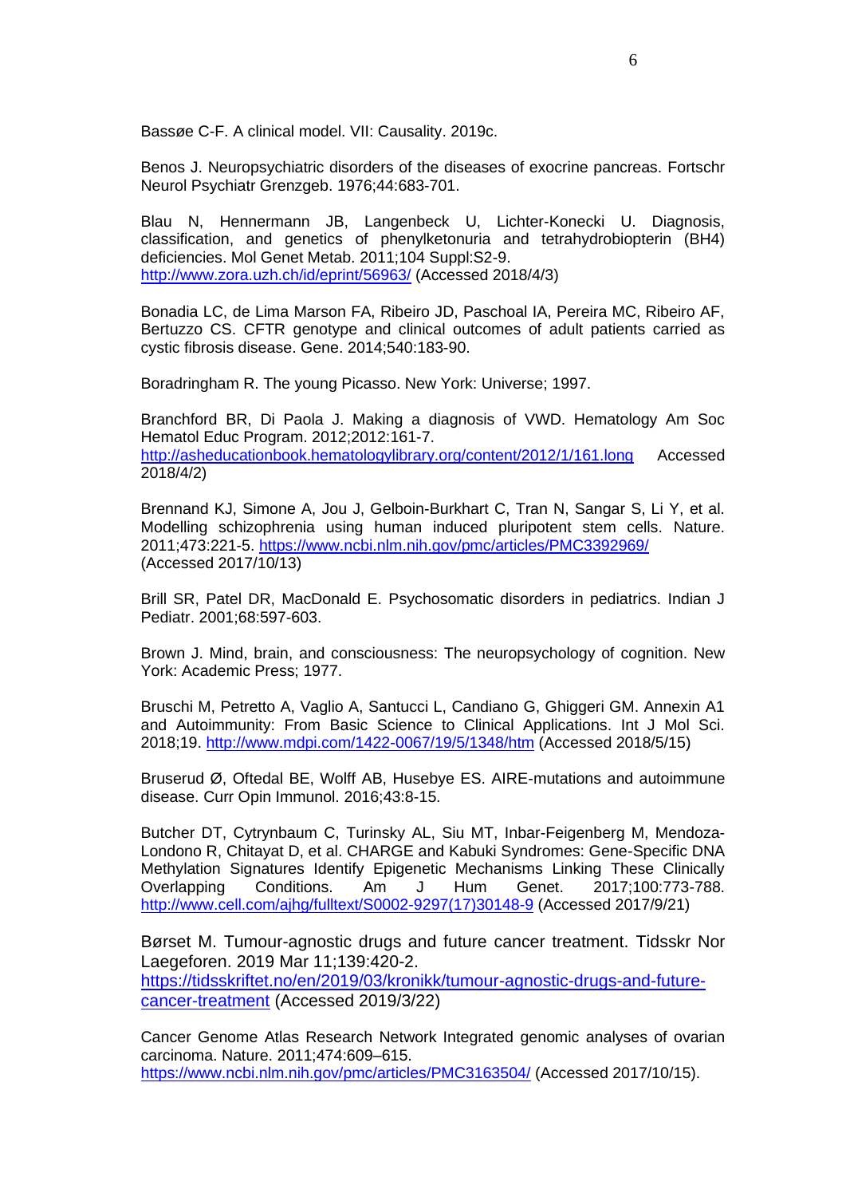Bassøe C-F. A clinical model. VII: Causality. 2019c.

Benos J. Neuropsychiatric disorders of the diseases of exocrine pancreas. Fortschr Neurol Psychiatr Grenzgeb. 1976;44:683-701.

Blau N, Hennermann JB, Langenbeck U, Lichter-Konecki U. Diagnosis, classification, and genetics of phenylketonuria and tetrahydrobiopterin (BH4) deficiencies. Mol Genet Metab. 2011;104 Suppl:S2-9. http://www.zora.uzh.ch/id/eprint/56963/ (Accessed 2018/4/3)

Bonadia LC, de Lima Marson FA, Ribeiro JD, Paschoal IA, Pereira MC, Ribeiro AF, Bertuzzo CS. CFTR genotype and clinical outcomes of adult patients carried as cystic fibrosis disease. Gene. 2014;540:183-90.

Boradringham R. The young Picasso. New York: Universe; 1997.

Branchford BR, Di Paola J. Making a diagnosis of VWD. Hematology Am Soc Hematol Educ Program. 2012;2012:161-7. http://asheducationbook.hematologylibrary.org/content/2012/1/161.long Accessed 2018/4/2)

Brennand KJ, Simone A, Jou J, Gelboin-Burkhart C, Tran N, Sangar S, Li Y, et al. Modelling schizophrenia using human induced pluripotent stem cells. Nature. 2011;473:221-5. https://www.ncbi.nlm.nih.gov/pmc/articles/PMC3392969/ (Accessed 2017/10/13)

Brill SR, Patel DR, MacDonald E. Psychosomatic disorders in pediatrics. Indian J Pediatr. 2001;68:597-603.

Brown J. Mind, brain, and consciousness: The neuropsychology of cognition. New York: Academic Press; 1977.

Bruschi M, Petretto A, Vaglio A, Santucci L, Candiano G, Ghiggeri GM. Annexin A1 and Autoimmunity: From Basic Science to Clinical Applications. Int J Mol Sci. 2018;19. http://www.mdpi.com/1422-0067/19/5/1348/htm (Accessed 2018/5/15)

Bruserud Ø, Oftedal BE, Wolff AB, Husebye ES. AIRE-mutations and autoimmune disease. Curr Opin Immunol. 2016;43:8-15.

Butcher DT, Cytrynbaum C, Turinsky AL, Siu MT, Inbar-Feigenberg M, Mendoza-Londono R, Chitayat D, et al. CHARGE and Kabuki Syndromes: Gene-Specific DNA Methylation Signatures Identify Epigenetic Mechanisms Linking These Clinically Overlapping Conditions. Am J Hum Genet. 2017;100:773-788. http://www.cell.com/ajhg/fulltext/S0002-9297(17)30148-9 (Accessed 2017/9/21)

Børset M. Tumour-agnostic drugs and future cancer treatment. Tidsskr Nor Laegeforen. 2019 Mar 11;139:420-2. https://tidsskriftet.no/en/2019/03/kronikk/tumour-agnostic-drugs-and-future-cancer-treatment (Accessed 2019/3/22)

Cancer Genome Atlas Research Network Integrated genomic analyses of ovarian carcinoma. Nature. 2011;474:609–615. https://www.ncbi.nlm.nih.gov/pmc/articles/PMC3163504/ (Accessed 2017/10/15).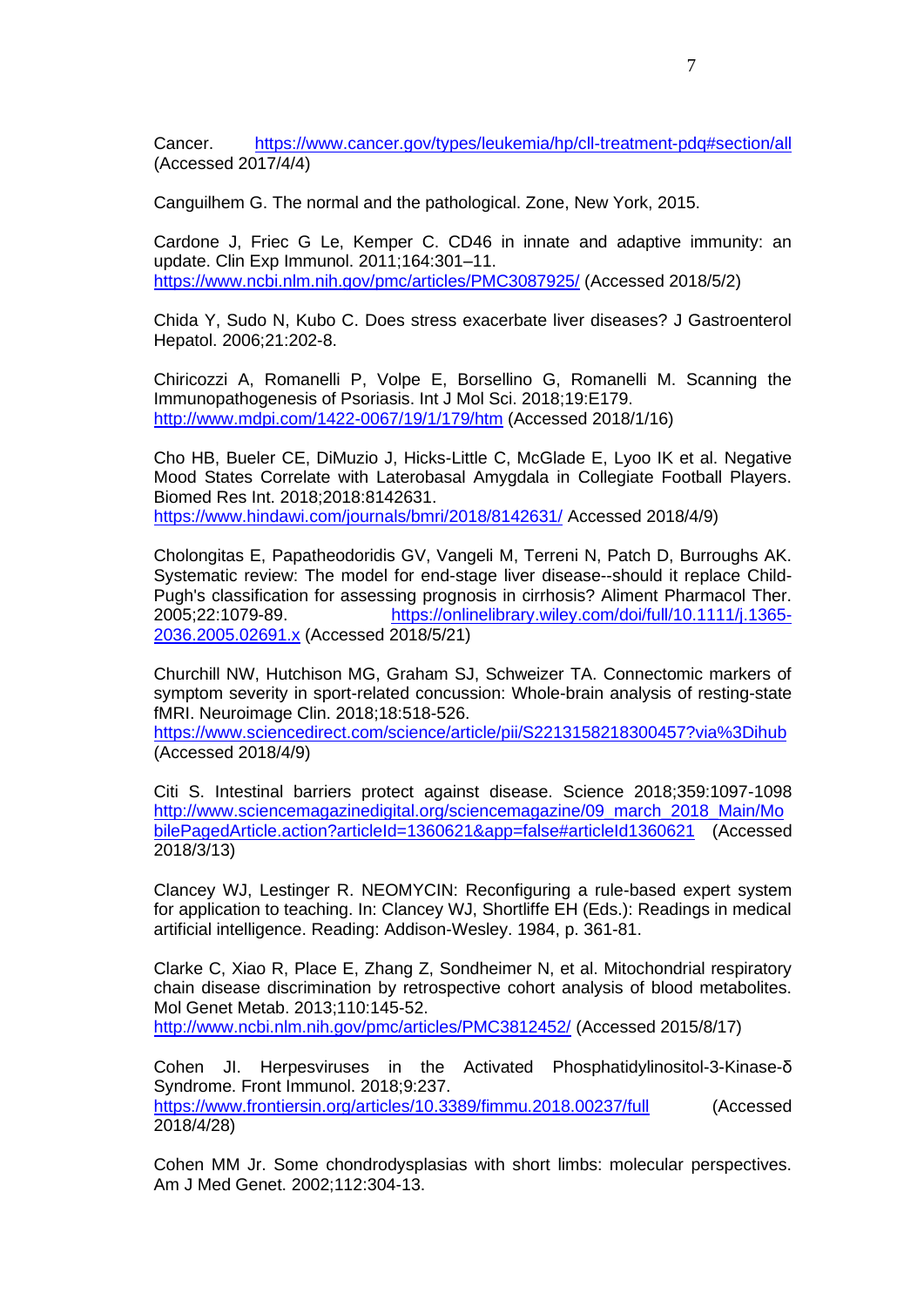Cancer. https://www.cancer.gov/types/leukemia/hp/cll-treatment-pdq#section/all (Accessed 2017/4/4)

Canguilhem G. The normal and the pathological. Zone, New York, 2015.

Cardone J, Friec G Le, Kemper C. CD46 in innate and adaptive immunity: an update. Clin Exp Immunol. 2011;164:301–11. https://www.ncbi.nlm.nih.gov/pmc/articles/PMC3087925/ (Accessed 2018/5/2)

Chida Y, Sudo N, Kubo C. Does stress exacerbate liver diseases? J Gastroenterol Hepatol. 2006;21:202-8.

Chiricozzi A, Romanelli P, Volpe E, Borsellino G, Romanelli M. Scanning the Immunopathogenesis of Psoriasis. Int J Mol Sci. 2018;19:E179. http://www.mdpi.com/1422-0067/19/1/179/htm (Accessed 2018/1/16)

Cho HB, Bueler CE, DiMuzio J, Hicks-Little C, McGlade E, Lyoo IK et al. Negative Mood States Correlate with Laterobasal Amygdala in Collegiate Football Players. Biomed Res Int. 2018;2018:8142631. https://www.hindawi.com/journals/bmri/2018/8142631/ Accessed 2018/4/9)

Cholongitas E, Papatheodoridis GV, Vangeli M, Terreni N, Patch D, Burroughs AK. Systematic review: The model for end-stage liver disease--should it replace Child-Pugh's classification for assessing prognosis in cirrhosis? Aliment Pharmacol Ther. 2005;22:1079-89. https://onlinelibrary.wiley.com/doi/full/10.1111/j.1365-2036.2005.02691.x (Accessed 2018/5/21)

Churchill NW, Hutchison MG, Graham SJ, Schweizer TA. Connectomic markers of symptom severity in sport-related concussion: Whole-brain analysis of resting-state fMRI. Neuroimage Clin. 2018;18:518-526. https://www.sciencedirect.com/science/article/pii/S2213158218300457?via%3Dihub (Accessed 2018/4/9)

Citi S. Intestinal barriers protect against disease. Science 2018;359:1097-1098 http://www.sciencemagazinedigital.org/sciencemagazine/09_march_2018_Main/MobilePagedArticle.action?articleId=1360621&app=false#articleId1360621 (Accessed 2018/3/13)

Clancey WJ, Lestinger R. NEOMYCIN: Reconfiguring a rule-based expert system for application to teaching. In: Clancey WJ, Shortliffe EH (Eds.): Readings in medical artificial intelligence. Reading: Addison-Wesley. 1984, p. 361-81.

Clarke C, Xiao R, Place E, Zhang Z, Sondheimer N, et al. Mitochondrial respiratory chain disease discrimination by retrospective cohort analysis of blood metabolites. Mol Genet Metab. 2013;110:145-52. http://www.ncbi.nlm.nih.gov/pmc/articles/PMC3812452/ (Accessed 2015/8/17)

Cohen JI. Herpesviruses in the Activated Phosphatidylinositol-3-Kinase-δ Syndrome. Front Immunol. 2018;9:237. https://www.frontiersin.org/articles/10.3389/fimmu.2018.00237/full (Accessed 2018/4/28)

Cohen MM Jr. Some chondrodysplasias with short limbs: molecular perspectives. Am J Med Genet. 2002;112:304-13.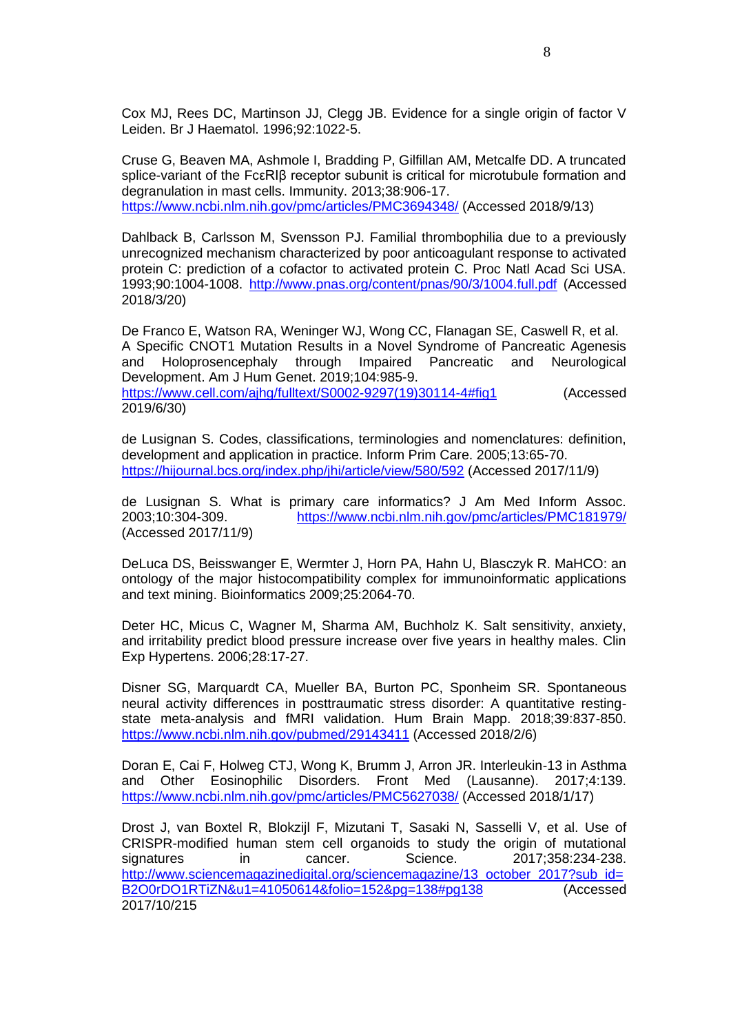Cox MJ, Rees DC, Martinson JJ, Clegg JB. Evidence for a single origin of factor V Leiden. Br J Haematol. 1996;92:1022-5.

Cruse G, Beaven MA, Ashmole I, Bradding P, Gilfillan AM, Metcalfe DD. A truncated splice-variant of the FcεRIβ receptor subunit is critical for microtubule formation and degranulation in mast cells. Immunity. 2013;38:906-17. https://www.ncbi.nlm.nih.gov/pmc/articles/PMC3694348/ (Accessed 2018/9/13)

Dahlback B, Carlsson M, Svensson PJ. Familial thrombophilia due to a previously unrecognized mechanism characterized by poor anticoagulant response to activated protein C: prediction of a cofactor to activated protein C. Proc Natl Acad Sci USA. 1993;90:1004-1008. http://www.pnas.org/content/pnas/90/3/1004.full.pdf (Accessed 2018/3/20)

De Franco E, Watson RA, Weninger WJ, Wong CC, Flanagan SE, Caswell R, et al. A Specific CNOT1 Mutation Results in a Novel Syndrome of Pancreatic Agenesis and Holoprosencephaly through Impaired Pancreatic and Neurological Development. Am J Hum Genet. 2019;104:985-9. https://www.cell.com/ajhg/fulltext/S0002-9297(19)30114-4#fig1 (Accessed 2019/6/30)

de Lusignan S. Codes, classifications, terminologies and nomenclatures: definition, development and application in practice. Inform Prim Care. 2005;13:65-70. https://hijournal.bcs.org/index.php/jhi/article/view/580/592 (Accessed 2017/11/9)

de Lusignan S. What is primary care informatics? J Am Med Inform Assoc. 2003;10:304-309. https://www.ncbi.nlm.nih.gov/pmc/articles/PMC181979/ (Accessed 2017/11/9)

DeLuca DS, Beisswanger E, Wermter J, Horn PA, Hahn U, Blasczyk R. MaHCO: an ontology of the major histocompatibility complex for immunoinformatic applications and text mining. Bioinformatics 2009;25:2064-70.

Deter HC, Micus C, Wagner M, Sharma AM, Buchholz K. Salt sensitivity, anxiety, and irritability predict blood pressure increase over five years in healthy males. Clin Exp Hypertens. 2006;28:17-27.

Disner SG, Marquardt CA, Mueller BA, Burton PC, Sponheim SR. Spontaneous neural activity differences in posttraumatic stress disorder: A quantitative resting-state meta-analysis and fMRI validation. Hum Brain Mapp. 2018;39:837-850. https://www.ncbi.nlm.nih.gov/pubmed/29143411 (Accessed 2018/2/6)

Doran E, Cai F, Holweg CTJ, Wong K, Brumm J, Arron JR. Interleukin-13 in Asthma and Other Eosinophilic Disorders. Front Med (Lausanne). 2017;4:139. https://www.ncbi.nlm.nih.gov/pmc/articles/PMC5627038/ (Accessed 2018/1/17)

Drost J, van Boxtel R, Blokzijl F, Mizutani T, Sasaki N, Sasselli V, et al. Use of CRISPR-modified human stem cell organoids to study the origin of mutational signatures in cancer. Science. 2017;358:234-238. http://www.sciencemagazinedigital.org/sciencemagazine/13_october_2017?sub_id=B2O0rDO1RTiZN&u1=41050614&folio=152&pg=138#pg138 (Accessed 2017/10/215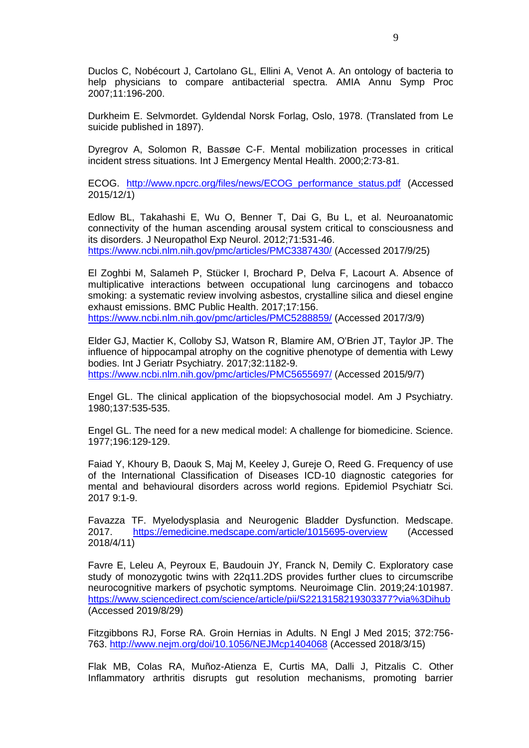Duclos C, Nobécourt J, Cartolano GL, Ellini A, Venot A. An ontology of bacteria to help physicians to compare antibacterial spectra. AMIA Annu Symp Proc 2007;11:196-200.

Durkheim E. Selvmordet. Gyldendal Norsk Forlag, Oslo, 1978. (Translated from Le suicide published in 1897).

Dyregrov A, Solomon R, Bassøe C-F. Mental mobilization processes in critical incident stress situations. Int J Emergency Mental Health. 2000;2:73-81.

ECOG. http://www.npcrc.org/files/news/ECOG_performance_status.pdf (Accessed 2015/12/1)

Edlow BL, Takahashi E, Wu O, Benner T, Dai G, Bu L, et al. Neuroanatomic connectivity of the human ascending arousal system critical to consciousness and its disorders. J Neuropathol Exp Neurol. 2012;71:531-46. https://www.ncbi.nlm.nih.gov/pmc/articles/PMC3387430/ (Accessed 2017/9/25)

El Zoghbi M, Salameh P, Stücker I, Brochard P, Delva F, Lacourt A. Absence of multiplicative interactions between occupational lung carcinogens and tobacco smoking: a systematic review involving asbestos, crystalline silica and diesel engine exhaust emissions. BMC Public Health. 2017;17:156. https://www.ncbi.nlm.nih.gov/pmc/articles/PMC5288859/ (Accessed 2017/3/9)

Elder GJ, Mactier K, Colloby SJ, Watson R, Blamire AM, O'Brien JT, Taylor JP. The influence of hippocampal atrophy on the cognitive phenotype of dementia with Lewy bodies. Int J Geriatr Psychiatry. 2017;32:1182-9. https://www.ncbi.nlm.nih.gov/pmc/articles/PMC5655697/ (Accessed 2015/9/7)

Engel GL. The clinical application of the biopsychosocial model. Am J Psychiatry. 1980;137:535-535.

Engel GL. The need for a new medical model: A challenge for biomedicine. Science. 1977;196:129-129.

Faiad Y, Khoury B, Daouk S, Maj M, Keeley J, Gureje O, Reed G. Frequency of use of the International Classification of Diseases ICD-10 diagnostic categories for mental and behavioural disorders across world regions. Epidemiol Psychiatr Sci. 2017 9:1-9.

Favazza TF. Myelodysplasia and Neurogenic Bladder Dysfunction. Medscape. 2017. https://emedicine.medscape.com/article/1015695-overview (Accessed 2018/4/11)

Favre E, Leleu A, Peyroux E, Baudouin JY, Franck N, Demily C. Exploratory case study of monozygotic twins with 22q11.2DS provides further clues to circumscribe neurocognitive markers of psychotic symptoms. Neuroimage Clin. 2019;24:101987. https://www.sciencedirect.com/science/article/pii/S2213158219303377?via%3Dihub (Accessed 2019/8/29)

Fitzgibbons RJ, Forse RA. Groin Hernias in Adults. N Engl J Med 2015; 372:756-763. http://www.nejm.org/doi/10.1056/NEJMcp1404068 (Accessed 2018/3/15)

Flak MB, Colas RA, Muñoz-Atienza E, Curtis MA, Dalli J, Pitzalis C. Other Inflammatory arthritis disrupts gut resolution mechanisms, promoting barrier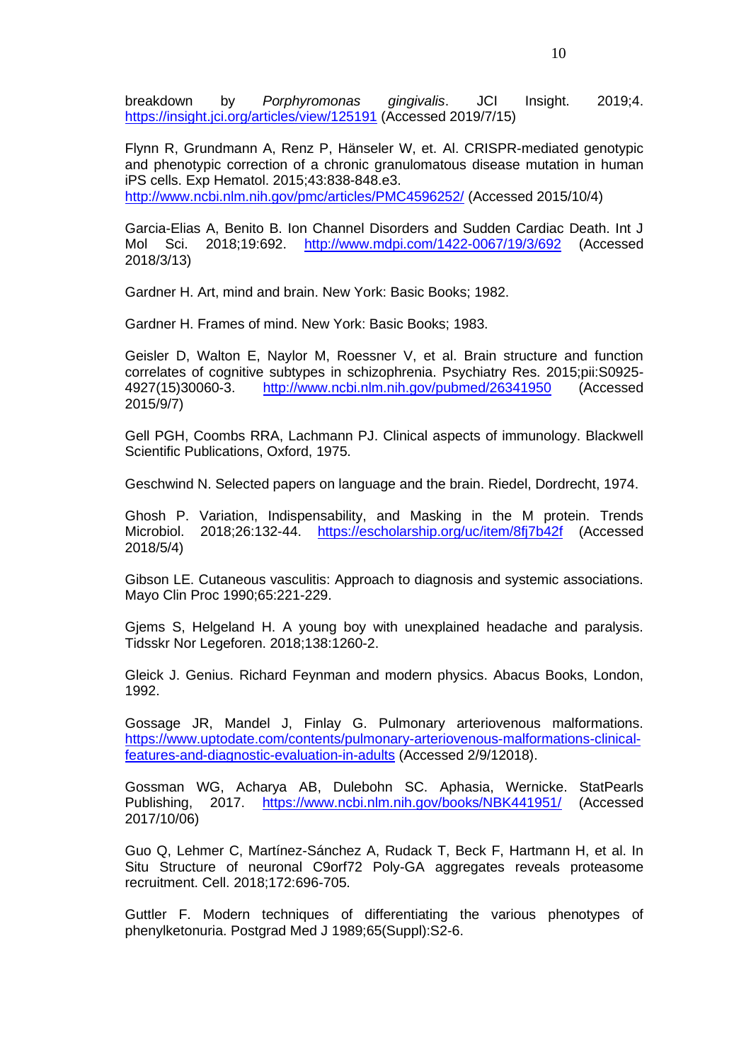breakdown by *Porphyromonas gingivalis*. JCI Insight. 2019;4. https://insight.jci.org/articles/view/125191 (Accessed 2019/7/15)

Flynn R, Grundmann A, Renz P, Hänseler W, et. Al. CRISPR-mediated genotypic and phenotypic correction of a chronic granulomatous disease mutation in human iPS cells. Exp Hematol. 2015;43:838-848.e3. http://www.ncbi.nlm.nih.gov/pmc/articles/PMC4596252/ (Accessed 2015/10/4)

Garcia-Elias A, Benito B. Ion Channel Disorders and Sudden Cardiac Death. Int J Mol Sci. 2018;19:692. http://www.mdpi.com/1422-0067/19/3/692 (Accessed 2018/3/13)

Gardner H. Art, mind and brain. New York: Basic Books; 1982.

Gardner H. Frames of mind. New York: Basic Books; 1983.

Geisler D, Walton E, Naylor M, Roessner V, et al. Brain structure and function correlates of cognitive subtypes in schizophrenia. Psychiatry Res. 2015;pii:S0925-4927(15)30060-3. http://www.ncbi.nlm.nih.gov/pubmed/26341950 (Accessed 2015/9/7)

Gell PGH, Coombs RRA, Lachmann PJ. Clinical aspects of immunology. Blackwell Scientific Publications, Oxford, 1975.

Geschwind N. Selected papers on language and the brain. Riedel, Dordrecht, 1974.

Ghosh P. Variation, Indispensability, and Masking in the M protein. Trends Microbiol. 2018;26:132-44. https://escholarship.org/uc/item/8fj7b42f (Accessed 2018/5/4)

Gibson LE. Cutaneous vasculitis: Approach to diagnosis and systemic associations. Mayo Clin Proc 1990;65:221-229.

Gjems S, Helgeland H. A young boy with unexplained headache and paralysis. Tidsskr Nor Legeforen. 2018;138:1260-2.

Gleick J. Genius. Richard Feynman and modern physics. Abacus Books, London, 1992.

Gossage JR, Mandel J, Finlay G. Pulmonary arteriovenous malformations. https://www.uptodate.com/contents/pulmonary-arteriovenous-malformations-clinical-features-and-diagnostic-evaluation-in-adults (Accessed 2/9/12018).

Gossman WG, Acharya AB, Dulebohn SC. Aphasia, Wernicke. StatPearls Publishing, 2017. https://www.ncbi.nlm.nih.gov/books/NBK441951/ (Accessed 2017/10/06)

Guo Q, Lehmer C, Martínez-Sánchez A, Rudack T, Beck F, Hartmann H, et al. In Situ Structure of neuronal C9orf72 Poly-GA aggregates reveals proteasome recruitment. Cell. 2018;172:696-705.

Guttler F. Modern techniques of differentiating the various phenotypes of phenylketonuria. Postgrad Med J 1989;65(Suppl):S2-6.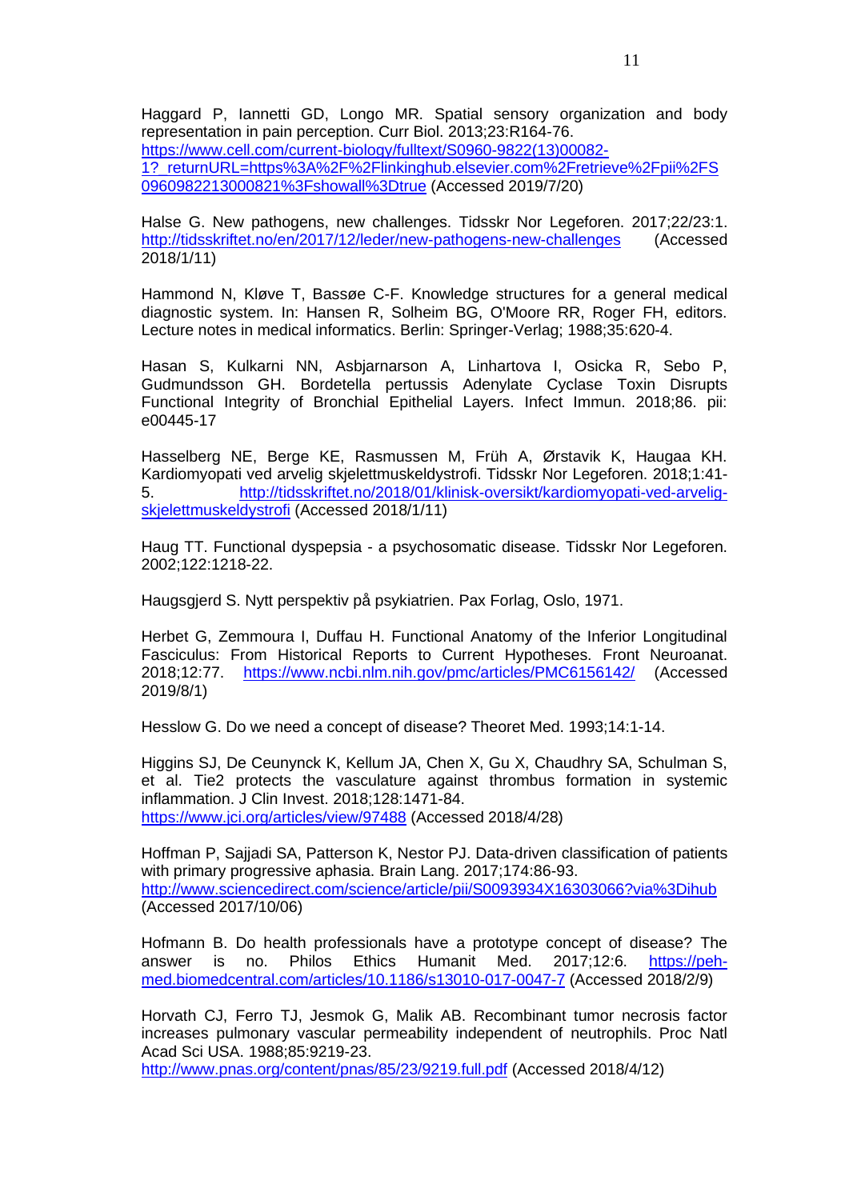Haggard P, Iannetti GD, Longo MR. Spatial sensory organization and body representation in pain perception. Curr Biol. 2013;23:R164-76. https://www.cell.com/current-biology/fulltext/S0960-9822(13)00082-1?_returnURL=https%3A%2F%2Flinkinghub.elsevier.com%2Fretrieve%2Fpii%2FS0960982213000821%3Fshowall%3Dtrue (Accessed 2019/7/20)

Halse G. New pathogens, new challenges. Tidsskr Nor Legeforen. 2017;22/23:1. http://tidsskriftet.no/en/2017/12/leder/new-pathogens-new-challenges (Accessed 2018/1/11)

Hammond N, Kløve T, Bassøe C-F. Knowledge structures for a general medical diagnostic system. In: Hansen R, Solheim BG, O'Moore RR, Roger FH, editors. Lecture notes in medical informatics. Berlin: Springer-Verlag; 1988;35:620-4.

Hasan S, Kulkarni NN, Asbjarnarson A, Linhartova I, Osicka R, Sebo P, Gudmundsson GH. Bordetella pertussis Adenylate Cyclase Toxin Disrupts Functional Integrity of Bronchial Epithelial Layers. Infect Immun. 2018;86. pii: e00445-17

Hasselberg NE, Berge KE, Rasmussen M, Früh A, Ørstavik K, Haugaa KH. Kardiomyopati ved arvelig skjelettmuskeldystrofi. Tidsskr Nor Legeforen. 2018;1:41-5. http://tidsskriftet.no/2018/01/klinisk-oversikt/kardiomyopati-ved-arvelig-skjelettmuskeldystrofi (Accessed 2018/1/11)

Haug TT. Functional dyspepsia - a psychosomatic disease. Tidsskr Nor Legeforen. 2002;122:1218-22.

Haugsgjerd S. Nytt perspektiv på psykiatrien. Pax Forlag, Oslo, 1971.

Herbet G, Zemmoura I, Duffau H. Functional Anatomy of the Inferior Longitudinal Fasciculus: From Historical Reports to Current Hypotheses. Front Neuroanat. 2018;12:77. https://www.ncbi.nlm.nih.gov/pmc/articles/PMC6156142/ (Accessed 2019/8/1)

Hesslow G. Do we need a concept of disease? Theoret Med. 1993;14:1-14.

Higgins SJ, De Ceunynck K, Kellum JA, Chen X, Gu X, Chaudhry SA, Schulman S, et al. Tie2 protects the vasculature against thrombus formation in systemic inflammation. J Clin Invest. 2018;128:1471-84. https://www.jci.org/articles/view/97488 (Accessed 2018/4/28)

Hoffman P, Sajjadi SA, Patterson K, Nestor PJ. Data-driven classification of patients with primary progressive aphasia. Brain Lang. 2017;174:86-93. http://www.sciencedirect.com/science/article/pii/S0093934X16303066?via%3Dihub (Accessed 2017/10/06)

Hofmann B. Do health professionals have a prototype concept of disease? The answer is no. Philos Ethics Humanit Med. 2017;12:6. https://peh-med.biomedcentral.com/articles/10.1186/s13010-017-0047-7 (Accessed 2018/2/9)

Horvath CJ, Ferro TJ, Jesmok G, Malik AB. Recombinant tumor necrosis factor increases pulmonary vascular permeability independent of neutrophils. Proc Natl Acad Sci USA. 1988;85:9219-23. http://www.pnas.org/content/pnas/85/23/9219.full.pdf (Accessed 2018/4/12)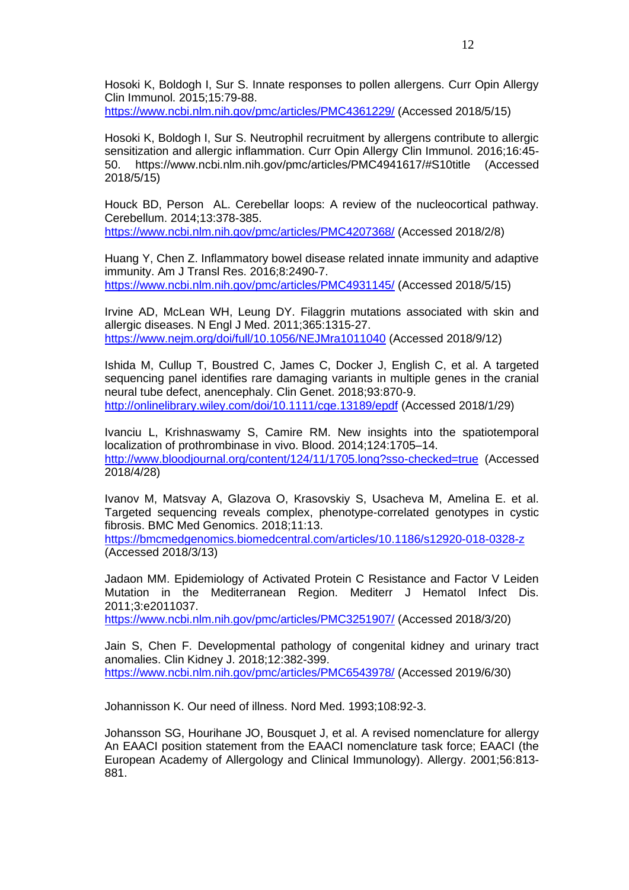Hosoki K, Boldogh I, Sur S. Innate responses to pollen allergens. Curr Opin Allergy Clin Immunol. 2015;15:79-88. https://www.ncbi.nlm.nih.gov/pmc/articles/PMC4361229/ (Accessed 2018/5/15)

Hosoki K, Boldogh I, Sur S. Neutrophil recruitment by allergens contribute to allergic sensitization and allergic inflammation. Curr Opin Allergy Clin Immunol. 2016;16:45-50. https://www.ncbi.nlm.nih.gov/pmc/articles/PMC4941617/#S10title (Accessed 2018/5/15)

Houck BD, Person AL. Cerebellar loops: A review of the nucleocortical pathway. Cerebellum. 2014;13:378-385. https://www.ncbi.nlm.nih.gov/pmc/articles/PMC4207368/ (Accessed 2018/2/8)

Huang Y, Chen Z. Inflammatory bowel disease related innate immunity and adaptive immunity. Am J Transl Res. 2016;8:2490-7. https://www.ncbi.nlm.nih.gov/pmc/articles/PMC4931145/ (Accessed 2018/5/15)

Irvine AD, McLean WH, Leung DY. Filaggrin mutations associated with skin and allergic diseases. N Engl J Med. 2011;365:1315-27. https://www.nejm.org/doi/full/10.1056/NEJMra1011040 (Accessed 2018/9/12)

Ishida M, Cullup T, Boustred C, James C, Docker J, English C, et al. A targeted sequencing panel identifies rare damaging variants in multiple genes in the cranial neural tube defect, anencephaly. Clin Genet. 2018;93:870-9. http://onlinelibrary.wiley.com/doi/10.1111/cge.13189/epdf (Accessed 2018/1/29)

Ivanciu L, Krishnaswamy S, Camire RM. New insights into the spatiotemporal localization of prothrombinase in vivo. Blood. 2014;124:1705–14. http://www.bloodjournal.org/content/124/11/1705.long?sso-checked=true (Accessed 2018/4/28)

Ivanov M, Matsvay A, Glazova O, Krasovskiy S, Usacheva M, Amelina E. et al. Targeted sequencing reveals complex, phenotype-correlated genotypes in cystic fibrosis. BMC Med Genomics. 2018;11:13. https://bmcmedgenomics.biomedcentral.com/articles/10.1186/s12920-018-0328-z (Accessed 2018/3/13)

Jadaon MM. Epidemiology of Activated Protein C Resistance and Factor V Leiden Mutation in the Mediterranean Region. Mediterr J Hematol Infect Dis. 2011;3:e2011037. https://www.ncbi.nlm.nih.gov/pmc/articles/PMC3251907/ (Accessed 2018/3/20)

Jain S, Chen F. Developmental pathology of congenital kidney and urinary tract anomalies. Clin Kidney J. 2018;12:382-399. https://www.ncbi.nlm.nih.gov/pmc/articles/PMC6543978/ (Accessed 2019/6/30)

Johannisson K. Our need of illness. Nord Med. 1993;108:92-3.

Johansson SG, Hourihane JO, Bousquet J, et al. A revised nomenclature for allergy An EAACI position statement from the EAACI nomenclature task force; EAACI (the European Academy of Allergology and Clinical Immunology). Allergy. 2001;56:813-881.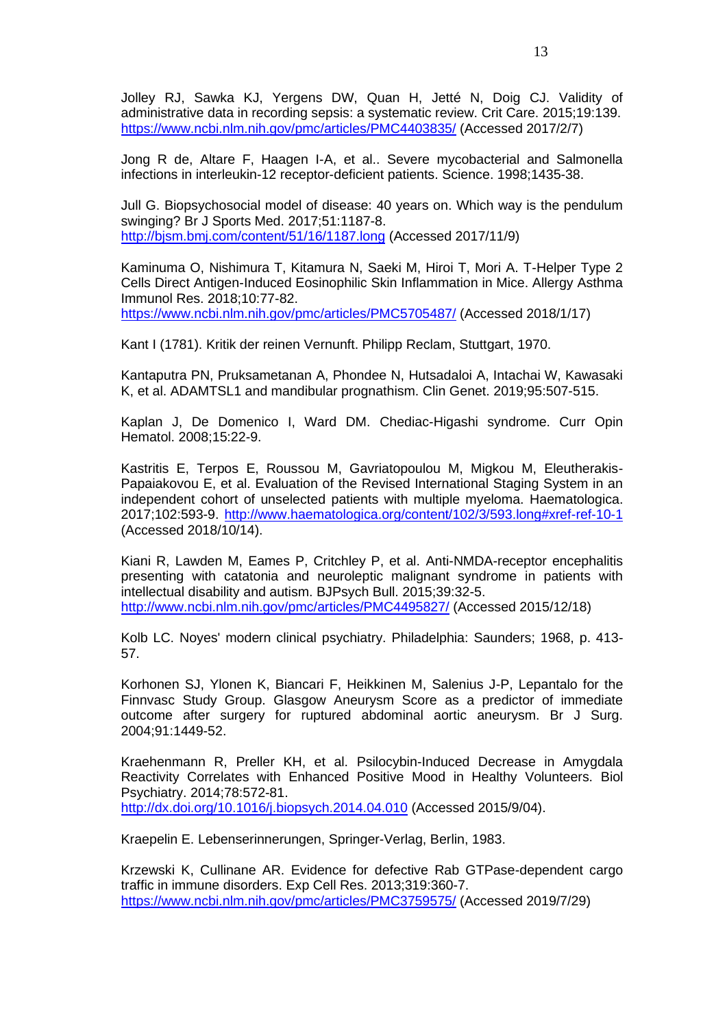Jolley RJ, Sawka KJ, Yergens DW, Quan H, Jetté N, Doig CJ. Validity of administrative data in recording sepsis: a systematic review. Crit Care. 2015;19:139. https://www.ncbi.nlm.nih.gov/pmc/articles/PMC4403835/ (Accessed 2017/2/7)

Jong R de, Altare F, Haagen I-A, et al.. Severe mycobacterial and Salmonella infections in interleukin-12 receptor-deficient patients. Science. 1998;1435-38.

Jull G. Biopsychosocial model of disease: 40 years on. Which way is the pendulum swinging? Br J Sports Med. 2017;51:1187-8. http://bjsm.bmj.com/content/51/16/1187.long (Accessed 2017/11/9)

Kaminuma O, Nishimura T, Kitamura N, Saeki M, Hiroi T, Mori A. T-Helper Type 2 Cells Direct Antigen-Induced Eosinophilic Skin Inflammation in Mice. Allergy Asthma Immunol Res. 2018;10:77-82. https://www.ncbi.nlm.nih.gov/pmc/articles/PMC5705487/ (Accessed 2018/1/17)

Kant I (1781). Kritik der reinen Vernunft. Philipp Reclam, Stuttgart, 1970.

Kantaputra PN, Pruksametanan A, Phondee N, Hutsadaloi A, Intachai W, Kawasaki K, et al. ADAMTSL1 and mandibular prognathism. Clin Genet. 2019;95:507-515.

Kaplan J, De Domenico I, Ward DM. Chediac-Higashi syndrome. Curr Opin Hematol. 2008;15:22-9.

Kastritis E, Terpos E, Roussou M, Gavriatopoulou M, Migkou M, Eleutherakis-Papaiakovou E, et al. Evaluation of the Revised International Staging System in an independent cohort of unselected patients with multiple myeloma. Haematologica. 2017;102:593-9. http://www.haematologica.org/content/102/3/593.long#xref-ref-10-1 (Accessed 2018/10/14).

Kiani R, Lawden M, Eames P, Critchley P, et al. Anti-NMDA-receptor encephalitis presenting with catatonia and neuroleptic malignant syndrome in patients with intellectual disability and autism. BJPsych Bull. 2015;39:32-5. http://www.ncbi.nlm.nih.gov/pmc/articles/PMC4495827/ (Accessed 2015/12/18)

Kolb LC. Noyes' modern clinical psychiatry. Philadelphia: Saunders; 1968, p. 413-57.

Korhonen SJ, Ylonen K, Biancari F, Heikkinen M, Salenius J-P, Lepantalo for the Finnvasc Study Group. Glasgow Aneurysm Score as a predictor of immediate outcome after surgery for ruptured abdominal aortic aneurysm. Br J Surg. 2004;91:1449-52.

Kraehenmann R, Preller KH, et al. Psilocybin-Induced Decrease in Amygdala Reactivity Correlates with Enhanced Positive Mood in Healthy Volunteers. Biol Psychiatry. 2014;78:572-81. http://dx.doi.org/10.1016/j.biopsych.2014.04.010 (Accessed 2015/9/04).

Kraepelin E. Lebenserinnerungen, Springer-Verlag, Berlin, 1983.

Krzewski K, Cullinane AR. Evidence for defective Rab GTPase-dependent cargo traffic in immune disorders. Exp Cell Res. 2013;319:360-7. https://www.ncbi.nlm.nih.gov/pmc/articles/PMC3759575/ (Accessed 2019/7/29)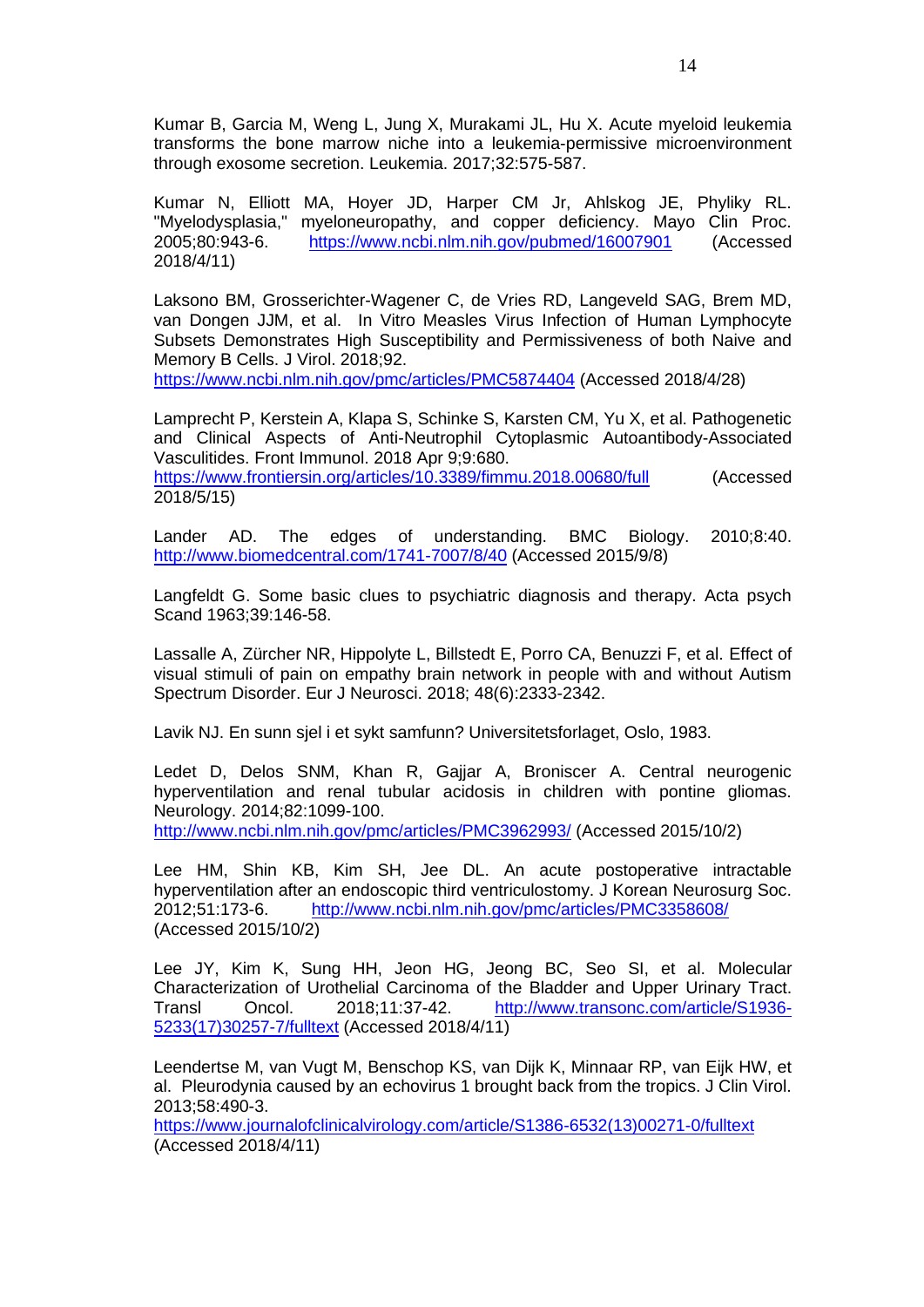Kumar B, Garcia M, Weng L, Jung X, Murakami JL, Hu X. Acute myeloid leukemia transforms the bone marrow niche into a leukemia-permissive microenvironment through exosome secretion. Leukemia. 2017;32:575-587.

Kumar N, Elliott MA, Hoyer JD, Harper CM Jr, Ahlskog JE, Phyliky RL. "Myelodysplasia," myeloneuropathy, and copper deficiency. Mayo Clin Proc. 2005;80:943-6. https://www.ncbi.nlm.nih.gov/pubmed/16007901 (Accessed 2018/4/11)

Laksono BM, Grosserichter-Wagener C, de Vries RD, Langeveld SAG, Brem MD, van Dongen JJM, et al. In Vitro Measles Virus Infection of Human Lymphocyte Subsets Demonstrates High Susceptibility and Permissiveness of both Naive and Memory B Cells. J Virol. 2018;92. https://www.ncbi.nlm.nih.gov/pmc/articles/PMC5874404 (Accessed 2018/4/28)

Lamprecht P, Kerstein A, Klapa S, Schinke S, Karsten CM, Yu X, et al. Pathogenetic and Clinical Aspects of Anti-Neutrophil Cytoplasmic Autoantibody-Associated Vasculitides. Front Immunol. 2018 Apr 9;9:680. https://www.frontiersin.org/articles/10.3389/fimmu.2018.00680/full (Accessed 2018/5/15)

Lander AD. The edges of understanding. BMC Biology. 2010;8:40. http://www.biomedcentral.com/1741-7007/8/40 (Accessed 2015/9/8)

Langfeldt G. Some basic clues to psychiatric diagnosis and therapy. Acta psych Scand 1963;39:146-58.

Lassalle A, Zürcher NR, Hippolyte L, Billstedt E, Porro CA, Benuzzi F, et al. Effect of visual stimuli of pain on empathy brain network in people with and without Autism Spectrum Disorder. Eur J Neurosci. 2018; 48(6):2333-2342.

Lavik NJ. En sunn sjel i et sykt samfunn? Universitetsforlaget, Oslo, 1983.

Ledet D, Delos SNM, Khan R, Gajjar A, Broniscer A. Central neurogenic hyperventilation and renal tubular acidosis in children with pontine gliomas. Neurology. 2014;82:1099-100. http://www.ncbi.nlm.nih.gov/pmc/articles/PMC3962993/ (Accessed 2015/10/2)

Lee HM, Shin KB, Kim SH, Jee DL. An acute postoperative intractable hyperventilation after an endoscopic third ventriculostomy. J Korean Neurosurg Soc. 2012;51:173-6. http://www.ncbi.nlm.nih.gov/pmc/articles/PMC3358608/ (Accessed 2015/10/2)

Lee JY, Kim K, Sung HH, Jeon HG, Jeong BC, Seo SI, et al. Molecular Characterization of Urothelial Carcinoma of the Bladder and Upper Urinary Tract. Transl Oncol. 2018;11:37-42. http://www.transonc.com/article/S1936-5233(17)30257-7/fulltext (Accessed 2018/4/11)

Leendertse M, van Vugt M, Benschop KS, van Dijk K, Minnaar RP, van Eijk HW, et al. Pleurodynia caused by an echovirus 1 brought back from the tropics. J Clin Virol. 2013;58:490-3. https://www.journalofclinicalvirology.com/article/S1386-6532(13)00271-0/fulltext (Accessed 2018/4/11)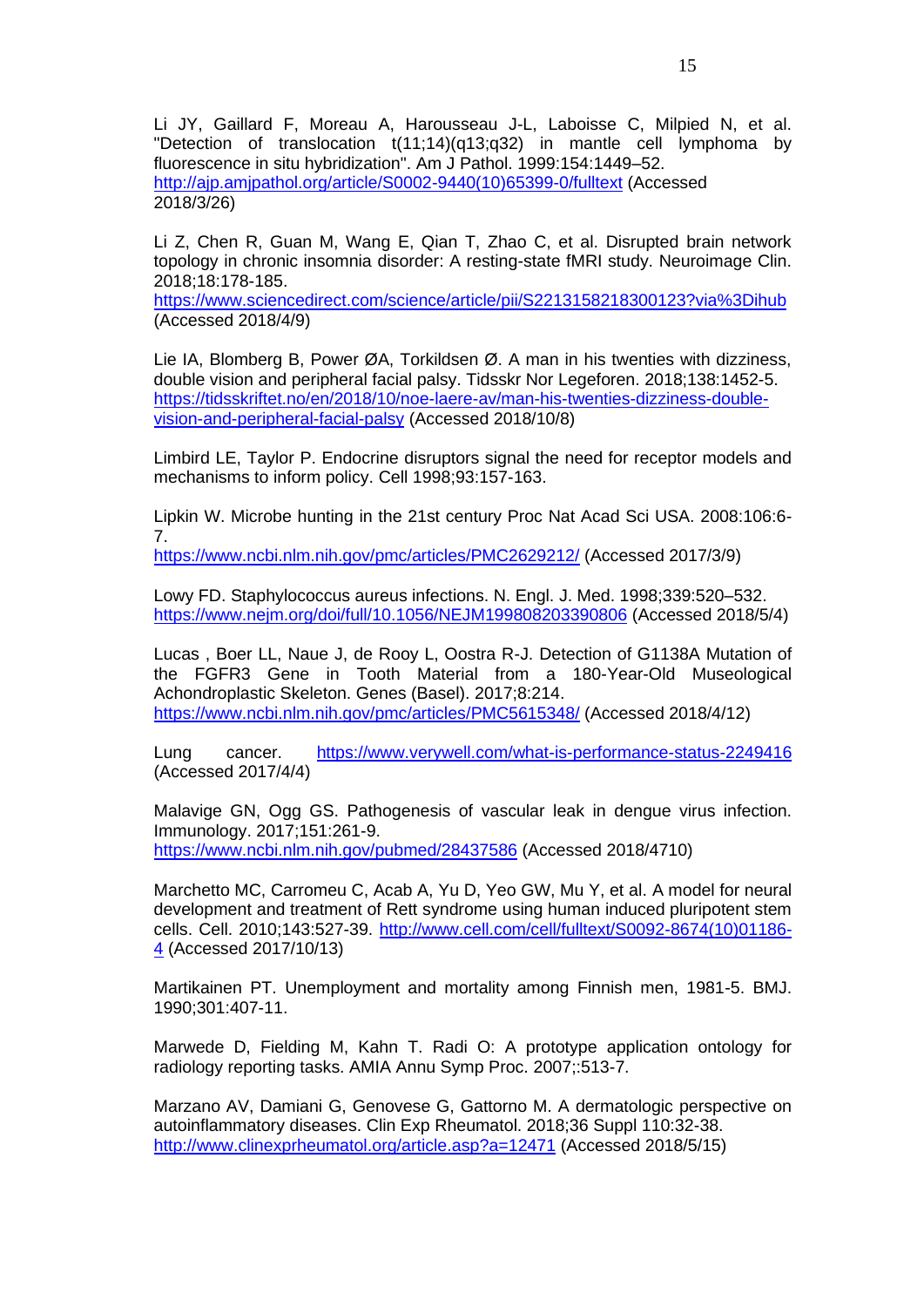Li JY, Gaillard F, Moreau A, Harousseau J-L, Laboisse C, Milpied N, et al. "Detection of translocation t(11;14)(q13;q32) in mantle cell lymphoma by fluorescence in situ hybridization". Am J Pathol. 1999:154:1449–52. http://ajp.amjpathol.org/article/S0002-9440(10)65399-0/fulltext (Accessed 2018/3/26)

Li Z, Chen R, Guan M, Wang E, Qian T, Zhao C, et al. Disrupted brain network topology in chronic insomnia disorder: A resting-state fMRI study. Neuroimage Clin. 2018;18:178-185. https://www.sciencedirect.com/science/article/pii/S2213158218300123?via%3Dihub (Accessed 2018/4/9)

Lie IA, Blomberg B, Power ØA, Torkildsen Ø. A man in his twenties with dizziness, double vision and peripheral facial palsy. Tidsskr Nor Legeforen. 2018;138:1452-5. https://tidsskriftet.no/en/2018/10/noe-laere-av/man-his-twenties-dizziness-double-vision-and-peripheral-facial-palsy (Accessed 2018/10/8)

Limbird LE, Taylor P. Endocrine disruptors signal the need for receptor models and mechanisms to inform policy. Cell 1998;93:157-163.

Lipkin W. Microbe hunting in the 21st century Proc Nat Acad Sci USA. 2008:106:6-7. https://www.ncbi.nlm.nih.gov/pmc/articles/PMC2629212/ (Accessed 2017/3/9)

Lowy FD. Staphylococcus aureus infections. N. Engl. J. Med. 1998;339:520–532. https://www.nejm.org/doi/full/10.1056/NEJM199808203390806 (Accessed 2018/5/4)

Lucas , Boer LL, Naue J, de Rooy L, Oostra R-J. Detection of G1138A Mutation of the FGFR3 Gene in Tooth Material from a 180-Year-Old Museological Achondroplastic Skeleton. Genes (Basel). 2017;8:214. https://www.ncbi.nlm.nih.gov/pmc/articles/PMC5615348/ (Accessed 2018/4/12)

Lung cancer. https://www.verywell.com/what-is-performance-status-2249416 (Accessed 2017/4/4)

Malavige GN, Ogg GS. Pathogenesis of vascular leak in dengue virus infection. Immunology. 2017;151:261-9. https://www.ncbi.nlm.nih.gov/pubmed/28437586 (Accessed 2018/4710)

Marchetto MC, Carromeu C, Acab A, Yu D, Yeo GW, Mu Y, et al. A model for neural development and treatment of Rett syndrome using human induced pluripotent stem cells. Cell. 2010;143:527-39. http://www.cell.com/cell/fulltext/S0092-8674(10)01186-4 (Accessed 2017/10/13)

Martikainen PT. Unemployment and mortality among Finnish men, 1981-5. BMJ. 1990;301:407-11.

Marwede D, Fielding M, Kahn T. Radi O: A prototype application ontology for radiology reporting tasks. AMIA Annu Symp Proc. 2007;:513-7.

Marzano AV, Damiani G, Genovese G, Gattorno M. A dermatologic perspective on autoinflammatory diseases. Clin Exp Rheumatol. 2018;36 Suppl 110:32-38. http://www.clinexprheumatol.org/article.asp?a=12471 (Accessed 2018/5/15)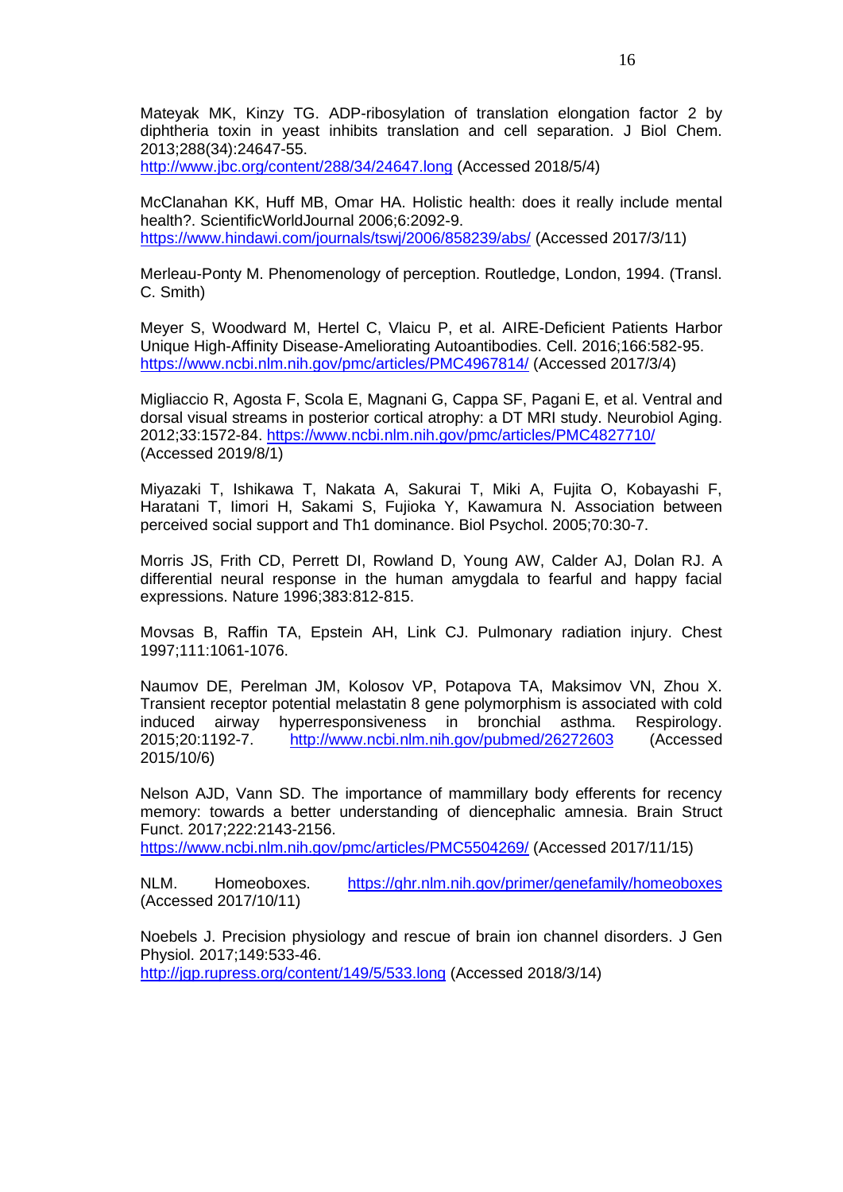Mateyak MK, Kinzy TG. ADP-ribosylation of translation elongation factor 2 by diphtheria toxin in yeast inhibits translation and cell separation. J Biol Chem. 2013;288(34):24647-55.
http://www.jbc.org/content/288/34/24647.long (Accessed 2018/5/4)

McClanahan KK, Huff MB, Omar HA. Holistic health: does it really include mental health?. ScientificWorldJournal 2006;6:2092-9.
https://www.hindawi.com/journals/tswj/2006/858239/abs/ (Accessed 2017/3/11)

Merleau-Ponty M. Phenomenology of perception. Routledge, London, 1994. (Transl. C. Smith)

Meyer S, Woodward M, Hertel C, Vlaicu P, et al. AIRE-Deficient Patients Harbor Unique High-Affinity Disease-Ameliorating Autoantibodies. Cell. 2016;166:582-95.
https://www.ncbi.nlm.nih.gov/pmc/articles/PMC4967814/ (Accessed 2017/3/4)

Migliaccio R, Agosta F, Scola E, Magnani G, Cappa SF, Pagani E, et al. Ventral and dorsal visual streams in posterior cortical atrophy: a DT MRI study. Neurobiol Aging. 2012;33:1572-84. https://www.ncbi.nlm.nih.gov/pmc/articles/PMC4827710/ (Accessed 2019/8/1)

Miyazaki T, Ishikawa T, Nakata A, Sakurai T, Miki A, Fujita O, Kobayashi F, Haratani T, Iimori H, Sakami S, Fujioka Y, Kawamura N. Association between perceived social support and Th1 dominance. Biol Psychol. 2005;70:30-7.

Morris JS, Frith CD, Perrett DI, Rowland D, Young AW, Calder AJ, Dolan RJ. A differential neural response in the human amygdala to fearful and happy facial expressions. Nature 1996;383:812-815.

Movsas B, Raffin TA, Epstein AH, Link CJ. Pulmonary radiation injury. Chest 1997;111:1061-1076.

Naumov DE, Perelman JM, Kolosov VP, Potapova TA, Maksimov VN, Zhou X. Transient receptor potential melastatin 8 gene polymorphism is associated with cold induced airway hyperresponsiveness in bronchial asthma. Respirology. 2015;20:1192-7. http://www.ncbi.nlm.nih.gov/pubmed/26272603 (Accessed 2015/10/6)

Nelson AJD, Vann SD. The importance of mammillary body efferents for recency memory: towards a better understanding of diencephalic amnesia. Brain Struct Funct. 2017;222:2143-2156.
https://www.ncbi.nlm.nih.gov/pmc/articles/PMC5504269/ (Accessed 2017/11/15)

NLM. Homeoboxes. https://ghr.nlm.nih.gov/primer/genefamily/homeoboxes (Accessed 2017/10/11)

Noebels J. Precision physiology and rescue of brain ion channel disorders. J Gen Physiol. 2017;149:533-46.
http://jgp.rupress.org/content/149/5/533.long (Accessed 2018/3/14)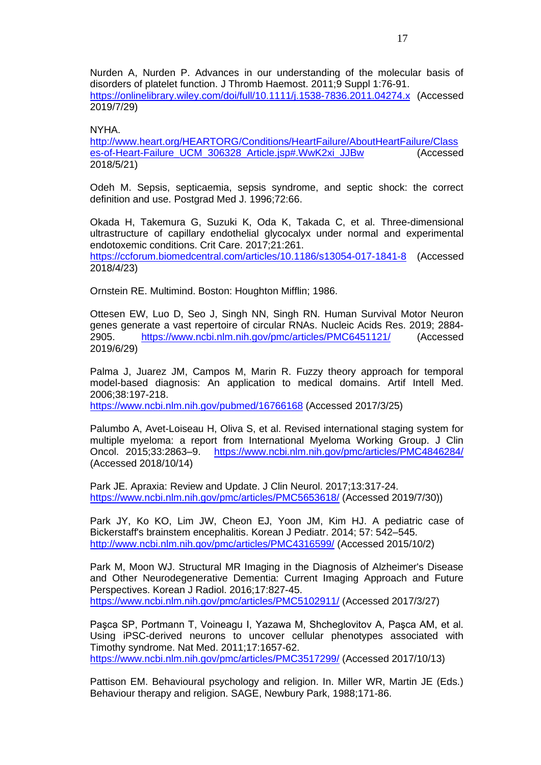Nurden A, Nurden P. Advances in our understanding of the molecular basis of disorders of platelet function. J Thromb Haemost. 2011;9 Suppl 1:76-91. https://onlinelibrary.wiley.com/doi/full/10.1111/j.1538-7836.2011.04274.x (Accessed 2019/7/29)

NYHA. http://www.heart.org/HEARTORG/Conditions/HeartFailure/AboutHeartFailure/Classes-of-Heart-Failure_UCM_306328_Article.jsp#.WwK2xi_JJBw (Accessed 2018/5/21)

Odeh M. Sepsis, septicaemia, sepsis syndrome, and septic shock: the correct definition and use. Postgrad Med J. 1996;72:66.

Okada H, Takemura G, Suzuki K, Oda K, Takada C, et al. Three-dimensional ultrastructure of capillary endothelial glycocalyx under normal and experimental endotoxemic conditions. Crit Care. 2017;21:261. https://ccforum.biomedcentral.com/articles/10.1186/s13054-017-1841-8 (Accessed 2018/4/23)

Ornstein RE. Multimind. Boston: Houghton Mifflin; 1986.

Ottesen EW, Luo D, Seo J, Singh NN, Singh RN. Human Survival Motor Neuron genes generate a vast repertoire of circular RNAs. Nucleic Acids Res. 2019; 2884-2905. https://www.ncbi.nlm.nih.gov/pmc/articles/PMC6451121/ (Accessed 2019/6/29)

Palma J, Juarez JM, Campos M, Marin R. Fuzzy theory approach for temporal model-based diagnosis: An application to medical domains. Artif Intell Med. 2006;38:197-218. https://www.ncbi.nlm.nih.gov/pubmed/16766168 (Accessed 2017/3/25)

Palumbo A, Avet-Loiseau H, Oliva S, et al. Revised international staging system for multiple myeloma: a report from International Myeloma Working Group. J Clin Oncol. 2015;33:2863–9. https://www.ncbi.nlm.nih.gov/pmc/articles/PMC4846284/ (Accessed 2018/10/14)

Park JE. Apraxia: Review and Update. J Clin Neurol. 2017;13:317-24. https://www.ncbi.nlm.nih.gov/pmc/articles/PMC5653618/ (Accessed 2019/7/30))

Park JY, Ko KO, Lim JW, Cheon EJ, Yoon JM, Kim HJ. A pediatric case of Bickerstaff's brainstem encephalitis. Korean J Pediatr. 2014; 57: 542–545. http://www.ncbi.nlm.nih.gov/pmc/articles/PMC4316599/ (Accessed 2015/10/2)

Park M, Moon WJ. Structural MR Imaging in the Diagnosis of Alzheimer's Disease and Other Neurodegenerative Dementia: Current Imaging Approach and Future Perspectives. Korean J Radiol. 2016;17:827-45. https://www.ncbi.nlm.nih.gov/pmc/articles/PMC5102911/ (Accessed 2017/3/27)

Paşca SP, Portmann T, Voineagu I, Yazawa M, Shcheglovitov A, Paşca AM, et al. Using iPSC-derived neurons to uncover cellular phenotypes associated with Timothy syndrome. Nat Med. 2011;17:1657-62. https://www.ncbi.nlm.nih.gov/pmc/articles/PMC3517299/ (Accessed 2017/10/13)

Pattison EM. Behavioural psychology and religion. In. Miller WR, Martin JE (Eds.) Behaviour therapy and religion. SAGE, Newbury Park, 1988;171-86.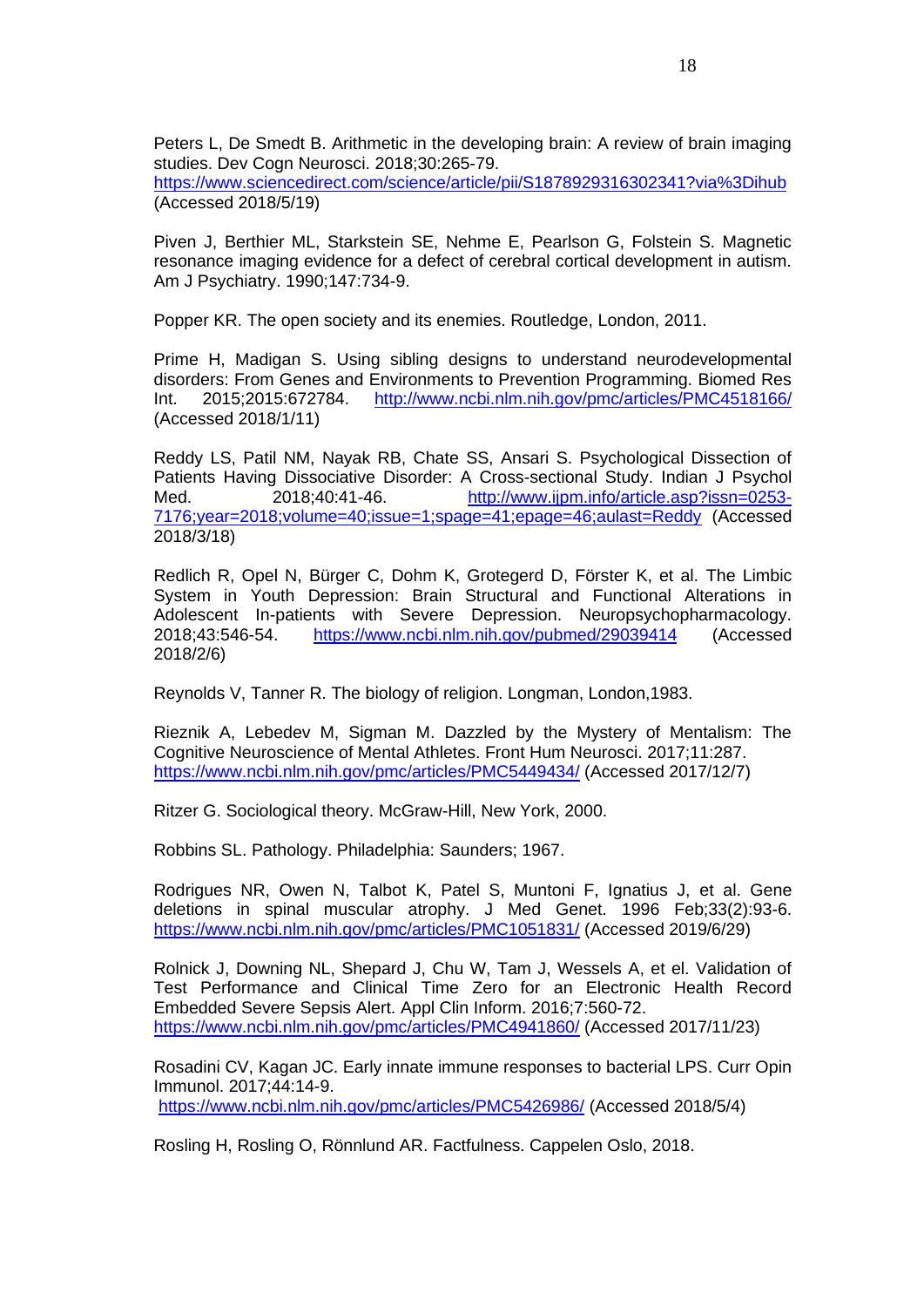Peters L, De Smedt B. Arithmetic in the developing brain: A review of brain imaging studies. Dev Cogn Neurosci. 2018;30:265-79. https://www.sciencedirect.com/science/article/pii/S1878929316302341?via%3Dihub (Accessed 2018/5/19)

Piven J, Berthier ML, Starkstein SE, Nehme E, Pearlson G, Folstein S. Magnetic resonance imaging evidence for a defect of cerebral cortical development in autism. Am J Psychiatry. 1990;147:734-9.

Popper KR. The open society and its enemies. Routledge, London, 2011.

Prime H, Madigan S. Using sibling designs to understand neurodevelopmental disorders: From Genes and Environments to Prevention Programming. Biomed Res Int. 2015;2015:672784. http://www.ncbi.nlm.nih.gov/pmc/articles/PMC4518166/ (Accessed 2018/1/11)

Reddy LS, Patil NM, Nayak RB, Chate SS, Ansari S. Psychological Dissection of Patients Having Dissociative Disorder: A Cross-sectional Study. Indian J Psychol Med. 2018;40:41-46. http://www.ijpm.info/article.asp?issn=0253-7176;year=2018;volume=40;issue=1;spage=41;epage=46;aulast=Reddy (Accessed 2018/3/18)

Redlich R, Opel N, Bürger C, Dohm K, Grotegerd D, Förster K, et al. The Limbic System in Youth Depression: Brain Structural and Functional Alterations in Adolescent In-patients with Severe Depression. Neuropsychopharmacology. 2018;43:546-54. https://www.ncbi.nlm.nih.gov/pubmed/29039414 (Accessed 2018/2/6)

Reynolds V, Tanner R. The biology of religion. Longman, London,1983.

Rieznik A, Lebedev M, Sigman M. Dazzled by the Mystery of Mentalism: The Cognitive Neuroscience of Mental Athletes. Front Hum Neurosci. 2017;11:287. https://www.ncbi.nlm.nih.gov/pmc/articles/PMC5449434/ (Accessed 2017/12/7)

Ritzer G. Sociological theory. McGraw-Hill, New York, 2000.

Robbins SL. Pathology. Philadelphia: Saunders; 1967.

Rodrigues NR, Owen N, Talbot K, Patel S, Muntoni F, Ignatius J, et al. Gene deletions in spinal muscular atrophy. J Med Genet. 1996 Feb;33(2):93-6. https://www.ncbi.nlm.nih.gov/pmc/articles/PMC1051831/ (Accessed 2019/6/29)

Rolnick J, Downing NL, Shepard J, Chu W, Tam J, Wessels A, et el. Validation of Test Performance and Clinical Time Zero for an Electronic Health Record Embedded Severe Sepsis Alert. Appl Clin Inform. 2016;7:560-72. https://www.ncbi.nlm.nih.gov/pmc/articles/PMC4941860/ (Accessed 2017/11/23)

Rosadini CV, Kagan JC. Early innate immune responses to bacterial LPS. Curr Opin Immunol. 2017;44:14-9. https://www.ncbi.nlm.nih.gov/pmc/articles/PMC5426986/ (Accessed 2018/5/4)

Rosling H, Rosling O, Rönnlund AR. Factfulness. Cappelen Oslo, 2018.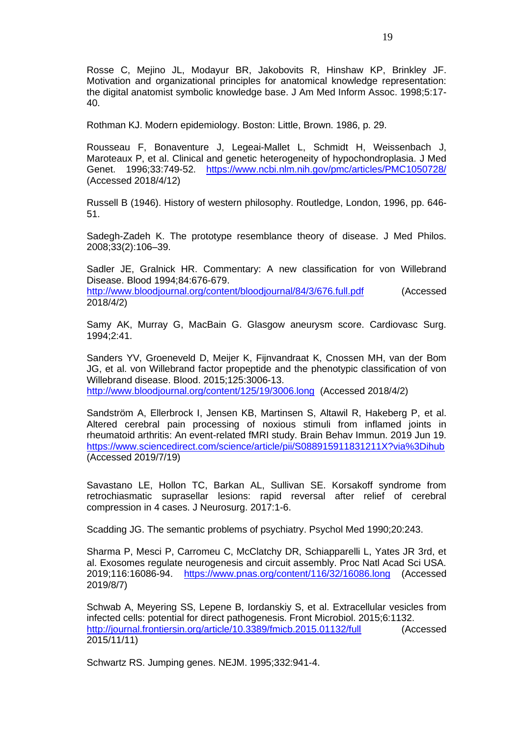Rosse C, Mejino JL, Modayur BR, Jakobovits R, Hinshaw KP, Brinkley JF. Motivation and organizational principles for anatomical knowledge representation: the digital anatomist symbolic knowledge base. J Am Med Inform Assoc. 1998;5:17-40.

Rothman KJ. Modern epidemiology. Boston: Little, Brown. 1986, p. 29.

Rousseau F, Bonaventure J, Legeai-Mallet L, Schmidt H, Weissenbach J, Maroteaux P, et al. Clinical and genetic heterogeneity of hypochondroplasia. J Med Genet. 1996;33:749-52. https://www.ncbi.nlm.nih.gov/pmc/articles/PMC1050728/ (Accessed 2018/4/12)

Russell B (1946). History of western philosophy. Routledge, London, 1996, pp. 646-51.

Sadegh-Zadeh K. The prototype resemblance theory of disease. J Med Philos. 2008;33(2):106–39.

Sadler JE, Gralnick HR. Commentary: A new classification for von Willebrand Disease. Blood 1994;84:676-679. http://www.bloodjournal.org/content/bloodjournal/84/3/676.full.pdf (Accessed 2018/4/2)

Samy AK, Murray G, MacBain G. Glasgow aneurysm score. Cardiovasc Surg. 1994;2:41.

Sanders YV, Groeneveld D, Meijer K, Fijnvandraat K, Cnossen MH, van der Bom JG, et al. von Willebrand factor propeptide and the phenotypic classification of von Willebrand disease. Blood. 2015;125:3006-13. http://www.bloodjournal.org/content/125/19/3006.long (Accessed 2018/4/2)

Sandström A, Ellerbrock I, Jensen KB, Martinsen S, Altawil R, Hakeberg P, et al. Altered cerebral pain processing of noxious stimuli from inflamed joints in rheumatoid arthritis: An event-related fMRI study. Brain Behav Immun. 2019 Jun 19. https://www.sciencedirect.com/science/article/pii/S088915911831211X?via%3Dihub (Accessed 2019/7/19)

Savastano LE, Hollon TC, Barkan AL, Sullivan SE. Korsakoff syndrome from retrochiasmatic suprasellar lesions: rapid reversal after relief of cerebral compression in 4 cases. J Neurosurg. 2017:1-6.

Scadding JG. The semantic problems of psychiatry. Psychol Med 1990;20:243.

Sharma P, Mesci P, Carromeu C, McClatchy DR, Schiapparelli L, Yates JR 3rd, et al. Exosomes regulate neurogenesis and circuit assembly. Proc Natl Acad Sci USA. 2019;116:16086-94. https://www.pnas.org/content/116/32/16086.long (Accessed 2019/8/7)

Schwab A, Meyering SS, Lepene B, Iordanskiy S, et al. Extracellular vesicles from infected cells: potential for direct pathogenesis. Front Microbiol. 2015;6:1132. http://journal.frontiersin.org/article/10.3389/fmicb.2015.01132/full (Accessed 2015/11/11)

Schwartz RS. Jumping genes. NEJM. 1995;332:941-4.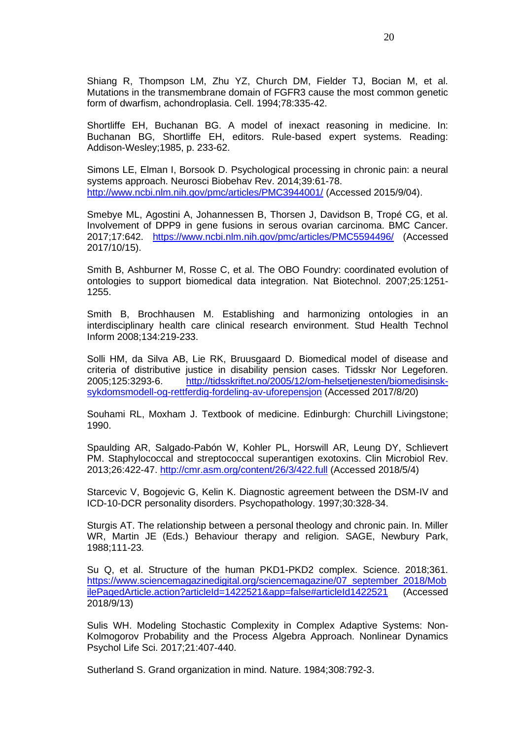Shiang R, Thompson LM, Zhu YZ, Church DM, Fielder TJ, Bocian M, et al. Mutations in the transmembrane domain of FGFR3 cause the most common genetic form of dwarfism, achondroplasia. Cell. 1994;78:335-42.

Shortliffe EH, Buchanan BG. A model of inexact reasoning in medicine. In: Buchanan BG, Shortliffe EH, editors. Rule-based expert systems. Reading: Addison-Wesley;1985, p. 233-62.

Simons LE, Elman I, Borsook D. Psychological processing in chronic pain: a neural systems approach. Neurosci Biobehav Rev. 2014;39:61-78. http://www.ncbi.nlm.nih.gov/pmc/articles/PMC3944001/ (Accessed 2015/9/04).

Smebye ML, Agostini A, Johannessen B, Thorsen J, Davidson B, Tropé CG, et al. Involvement of DPP9 in gene fusions in serous ovarian carcinoma. BMC Cancer. 2017;17:642. https://www.ncbi.nlm.nih.gov/pmc/articles/PMC5594496/ (Accessed 2017/10/15).

Smith B, Ashburner M, Rosse C, et al. The OBO Foundry: coordinated evolution of ontologies to support biomedical data integration. Nat Biotechnol. 2007;25:1251-1255.

Smith B, Brochhausen M. Establishing and harmonizing ontologies in an interdisciplinary health care clinical research environment. Stud Health Technol Inform 2008;134:219-233.

Solli HM, da Silva AB, Lie RK, Bruusgaard D. Biomedical model of disease and criteria of distributive justice in disability pension cases. Tidsskr Nor Legeforen. 2005;125:3293-6. http://tidsskriftet.no/2005/12/om-helsetjenesten/biomedisinsk-sykdomsmodell-og-rettferdig-fordeling-av-uforepensjon (Accessed 2017/8/20)

Souhami RL, Moxham J. Textbook of medicine. Edinburgh: Churchill Livingstone; 1990.

Spaulding AR, Salgado-Pabón W, Kohler PL, Horswill AR, Leung DY, Schlievert PM. Staphylococcal and streptococcal superantigen exotoxins. Clin Microbiol Rev. 2013;26:422-47. http://cmr.asm.org/content/26/3/422.full (Accessed 2018/5/4)

Starcevic V, Bogojevic G, Kelin K. Diagnostic agreement between the DSM-IV and ICD-10-DCR personality disorders. Psychopathology. 1997;30:328-34.

Sturgis AT. The relationship between a personal theology and chronic pain. In. Miller WR, Martin JE (Eds.) Behaviour therapy and religion. SAGE, Newbury Park, 1988;111-23.

Su Q, et al. Structure of the human PKD1-PKD2 complex. Science. 2018;361. https://www.sciencemagazinedigital.org/sciencemagazine/07_september_2018/MobilePagedArticle.action?articleId=1422521&app=false#articleId1422521 (Accessed 2018/9/13)

Sulis WH. Modeling Stochastic Complexity in Complex Adaptive Systems: Non-Kolmogorov Probability and the Process Algebra Approach. Nonlinear Dynamics Psychol Life Sci. 2017;21:407-440.

Sutherland S. Grand organization in mind. Nature. 1984;308:792-3.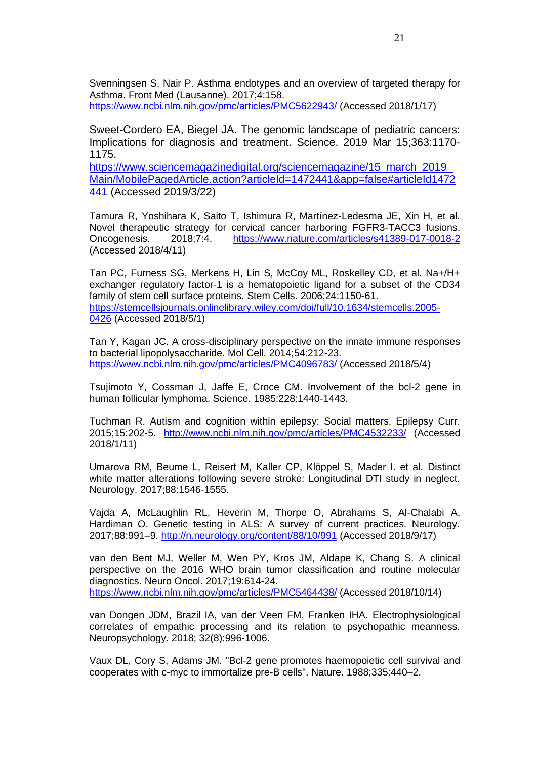Svenningsen S, Nair P. Asthma endotypes and an overview of targeted therapy for Asthma. Front Med (Lausanne). 2017;4:158. https://www.ncbi.nlm.nih.gov/pmc/articles/PMC5622943/ (Accessed 2018/1/17)

Sweet-Cordero EA, Biegel JA. The genomic landscape of pediatric cancers: Implications for diagnosis and treatment. Science. 2019 Mar 15;363:1170-1175. https://www.sciencemagazinedigital.org/sciencemagazine/15_march_2019_Main/MobilePagedArticle.action?articleId=1472441&app=false#articleId1472441 (Accessed 2019/3/22)

Tamura R, Yoshihara K, Saito T, Ishimura R, Martínez-Ledesma JE, Xin H, et al. Novel therapeutic strategy for cervical cancer harboring FGFR3-TACC3 fusions. Oncogenesis. 2018;7:4. https://www.nature.com/articles/s41389-017-0018-2 (Accessed 2018/4/11)

Tan PC, Furness SG, Merkens H, Lin S, McCoy ML, Roskelley CD, et al. Na+/H+ exchanger regulatory factor-1 is a hematopoietic ligand for a subset of the CD34 family of stem cell surface proteins. Stem Cells. 2006;24:1150-61. https://stemcellsjournals.onlinelibrary.wiley.com/doi/full/10.1634/stemcells.2005-0426 (Accessed 2018/5/1)

Tan Y, Kagan JC. A cross-disciplinary perspective on the innate immune responses to bacterial lipopolysaccharide. Mol Cell. 2014;54:212-23. https://www.ncbi.nlm.nih.gov/pmc/articles/PMC4096783/ (Accessed 2018/5/4)

Tsujimoto Y, Cossman J, Jaffe E, Croce CM. Involvement of the bcl-2 gene in human follicular lymphoma. Science. 1985:228:1440-1443.

Tuchman R. Autism and cognition within epilepsy: Social matters. Epilepsy Curr. 2015;15:202-5. http://www.ncbi.nlm.nih.gov/pmc/articles/PMC4532233/ (Accessed 2018/1/11)

Umarova RM, Beume L, Reisert M, Kaller CP, Klöppel S, Mader I. et al. Distinct white matter alterations following severe stroke: Longitudinal DTI study in neglect. Neurology. 2017;88:1546-1555.

Vajda A, McLaughlin RL, Heverin M, Thorpe O, Abrahams S, Al-Chalabi A, Hardiman O. Genetic testing in ALS: A survey of current practices. Neurology. 2017;88:991–9. http://n.neurology.org/content/88/10/991 (Accessed 2018/9/17)

van den Bent MJ, Weller M, Wen PY, Kros JM, Aldape K, Chang S. A clinical perspective on the 2016 WHO brain tumor classification and routine molecular diagnostics. Neuro Oncol. 2017;19:614-24. https://www.ncbi.nlm.nih.gov/pmc/articles/PMC5464438/ (Accessed 2018/10/14)

van Dongen JDM, Brazil IA, van der Veen FM, Franken IHA. Electrophysiological correlates of empathic processing and its relation to psychopathic meanness. Neuropsychology. 2018; 32(8):996-1006.

Vaux DL, Cory S, Adams JM. "Bcl-2 gene promotes haemopoietic cell survival and cooperates with c-myc to immortalize pre-B cells". Nature. 1988;335:440–2.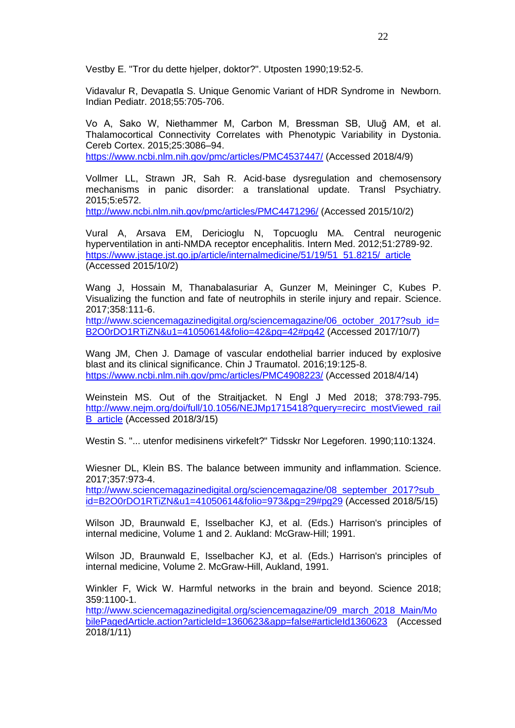Vestby E. "Tror du dette hjelper, doktor?". Utposten 1990;19:52-5.

Vidavalur R, Devapatla S. Unique Genomic Variant of HDR Syndrome in Newborn. Indian Pediatr. 2018;55:705-706.

Vo A, Sako W, Niethammer M, Carbon M, Bressman SB, Uluğ AM, et al. Thalamocortical Connectivity Correlates with Phenotypic Variability in Dystonia. Cereb Cortex. 2015;25:3086–94.
https://www.ncbi.nlm.nih.gov/pmc/articles/PMC4537447/ (Accessed 2018/4/9)

Vollmer LL, Strawn JR, Sah R. Acid-base dysregulation and chemosensory mechanisms in panic disorder: a translational update. Transl Psychiatry. 2015;5:e572.
http://www.ncbi.nlm.nih.gov/pmc/articles/PMC4471296/ (Accessed 2015/10/2)

Vural A, Arsava EM, Dericioglu N, Topcuoglu MA. Central neurogenic hyperventilation in anti-NMDA receptor encephalitis. Intern Med. 2012;51:2789-92.
https://www.jstage.jst.go.jp/article/internalmedicine/51/19/51_51.8215/_article (Accessed 2015/10/2)

Wang J, Hossain M, Thanabalasuriar A, Gunzer M, Meininger C, Kubes P. Visualizing the function and fate of neutrophils in sterile injury and repair. Science. 2017;358:111-6.
http://www.sciencemagazinedigital.org/sciencemagazine/06_october_2017?sub_id=B2O0rDO1RTiZN&u1=41050614&folio=42&pg=42#pg42 (Accessed 2017/10/7)

Wang JM, Chen J. Damage of vascular endothelial barrier induced by explosive blast and its clinical significance. Chin J Traumatol. 2016;19:125-8.
https://www.ncbi.nlm.nih.gov/pmc/articles/PMC4908223/ (Accessed 2018/4/14)

Weinstein MS. Out of the Straitjacket. N Engl J Med 2018; 378:793-795. http://www.nejm.org/doi/full/10.1056/NEJMp1715418?query=recirc_mostViewed_railB_article (Accessed 2018/3/15)

Westin S. "... utenfor medisinens virkefelt?" Tidsskr Nor Legeforen. 1990;110:1324.

Wiesner DL, Klein BS. The balance between immunity and inflammation. Science. 2017;357:973-4.
http://www.sciencemagazinedigital.org/sciencemagazine/08_september_2017?sub_id=B2O0rDO1RTiZN&u1=41050614&folio=973&pg=29#pg29 (Accessed 2018/5/15)

Wilson JD, Braunwald E, Isselbacher KJ, et al. (Eds.) Harrison's principles of internal medicine, Volume 1 and 2. Aukland: McGraw-Hill; 1991.

Wilson JD, Braunwald E, Isselbacher KJ, et al. (Eds.) Harrison's principles of internal medicine, Volume 2. McGraw-Hill, Aukland, 1991.

Winkler F, Wick W. Harmful networks in the brain and beyond. Science 2018; 359:1100-1.
http://www.sciencemagazinedigital.org/sciencemagazine/09_march_2018_Main/MobilePagedArticle.action?articleId=1360623&app=false#articleId1360623 (Accessed 2018/1/11)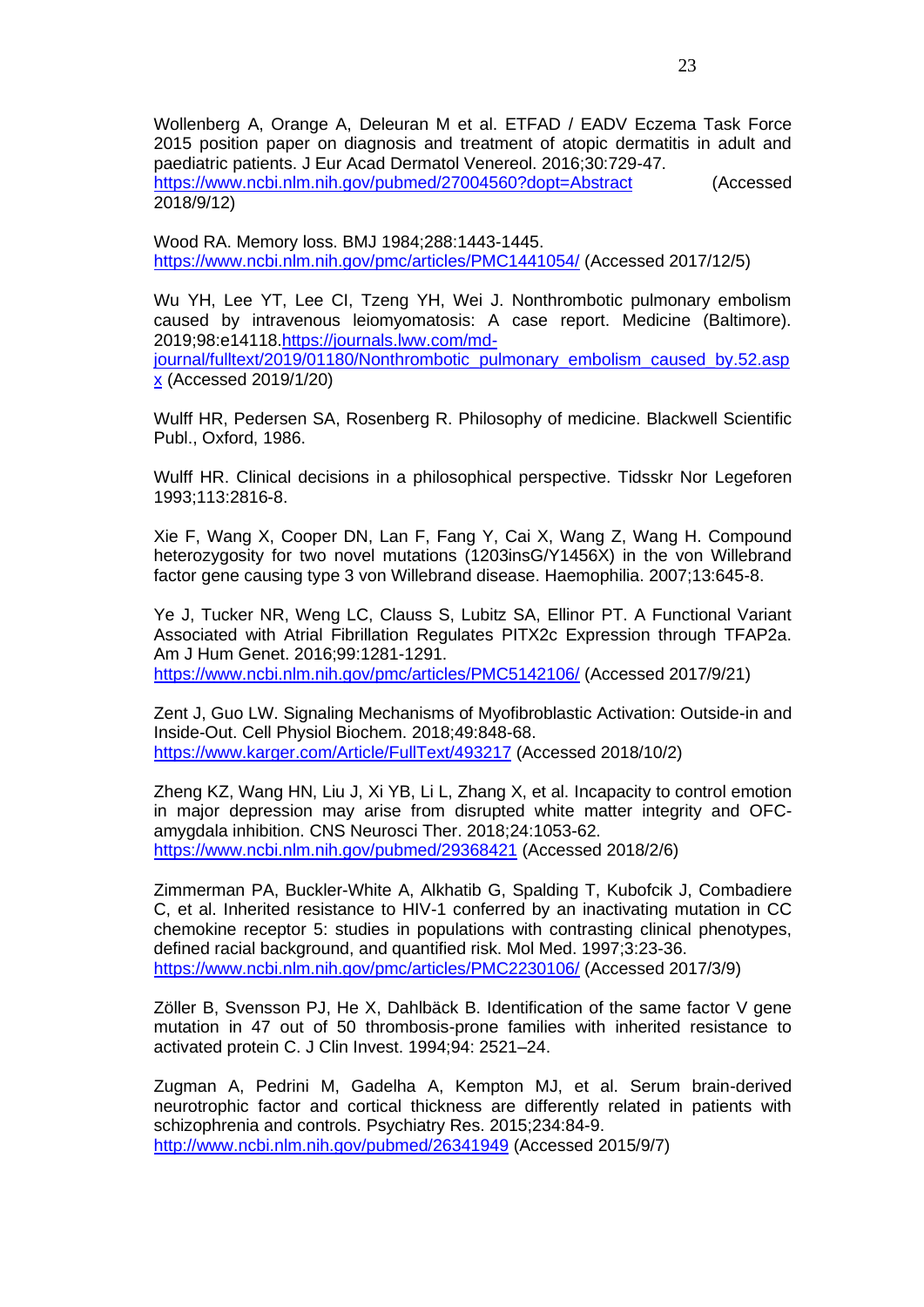Wollenberg A, Orange A, Deleuran M et al. ETFAD / EADV Eczema Task Force 2015 position paper on diagnosis and treatment of atopic dermatitis in adult and paediatric patients. J Eur Acad Dermatol Venereol. 2016;30:729-47. https://www.ncbi.nlm.nih.gov/pubmed/27004560?dopt=Abstract (Accessed 2018/9/12)

Wood RA. Memory loss. BMJ 1984;288:1443-1445. https://www.ncbi.nlm.nih.gov/pmc/articles/PMC1441054/ (Accessed 2017/12/5)

Wu YH, Lee YT, Lee CI, Tzeng YH, Wei J. Nonthrombotic pulmonary embolism caused by intravenous leiomyomatosis: A case report. Medicine (Baltimore). 2019;98:e14118.https://journals.lww.com/md-journal/fulltext/2019/01180/Nonthrombotic_pulmonary_embolism_caused_by.52.aspx (Accessed 2019/1/20)

Wulff HR, Pedersen SA, Rosenberg R. Philosophy of medicine. Blackwell Scientific Publ., Oxford, 1986.

Wulff HR. Clinical decisions in a philosophical perspective. Tidsskr Nor Legeforen 1993;113:2816-8.

Xie F, Wang X, Cooper DN, Lan F, Fang Y, Cai X, Wang Z, Wang H. Compound heterozygosity for two novel mutations (1203insG/Y1456X) in the von Willebrand factor gene causing type 3 von Willebrand disease. Haemophilia. 2007;13:645-8.

Ye J, Tucker NR, Weng LC, Clauss S, Lubitz SA, Ellinor PT. A Functional Variant Associated with Atrial Fibrillation Regulates PITX2c Expression through TFAP2a. Am J Hum Genet. 2016;99:1281-1291. https://www.ncbi.nlm.nih.gov/pmc/articles/PMC5142106/ (Accessed 2017/9/21)

Zent J, Guo LW. Signaling Mechanisms of Myofibroblastic Activation: Outside-in and Inside-Out. Cell Physiol Biochem. 2018;49:848-68. https://www.karger.com/Article/FullText/493217 (Accessed 2018/10/2)

Zheng KZ, Wang HN, Liu J, Xi YB, Li L, Zhang X, et al. Incapacity to control emotion in major depression may arise from disrupted white matter integrity and OFC-amygdala inhibition. CNS Neurosci Ther. 2018;24:1053-62. https://www.ncbi.nlm.nih.gov/pubmed/29368421 (Accessed 2018/2/6)

Zimmerman PA, Buckler-White A, Alkhatib G, Spalding T, Kubofcik J, Combadiere C, et al. Inherited resistance to HIV-1 conferred by an inactivating mutation in CC chemokine receptor 5: studies in populations with contrasting clinical phenotypes, defined racial background, and quantified risk. Mol Med. 1997;3:23-36. https://www.ncbi.nlm.nih.gov/pmc/articles/PMC2230106/ (Accessed 2017/3/9)

Zöller B, Svensson PJ, He X, Dahlbäck B. Identification of the same factor V gene mutation in 47 out of 50 thrombosis-prone families with inherited resistance to activated protein C. J Clin Invest. 1994;94: 2521–24.

Zugman A, Pedrini M, Gadelha A, Kempton MJ, et al. Serum brain-derived neurotrophic factor and cortical thickness are differently related in patients with schizophrenia and controls. Psychiatry Res. 2015;234:84-9. http://www.ncbi.nlm.nih.gov/pubmed/26341949 (Accessed 2015/9/7)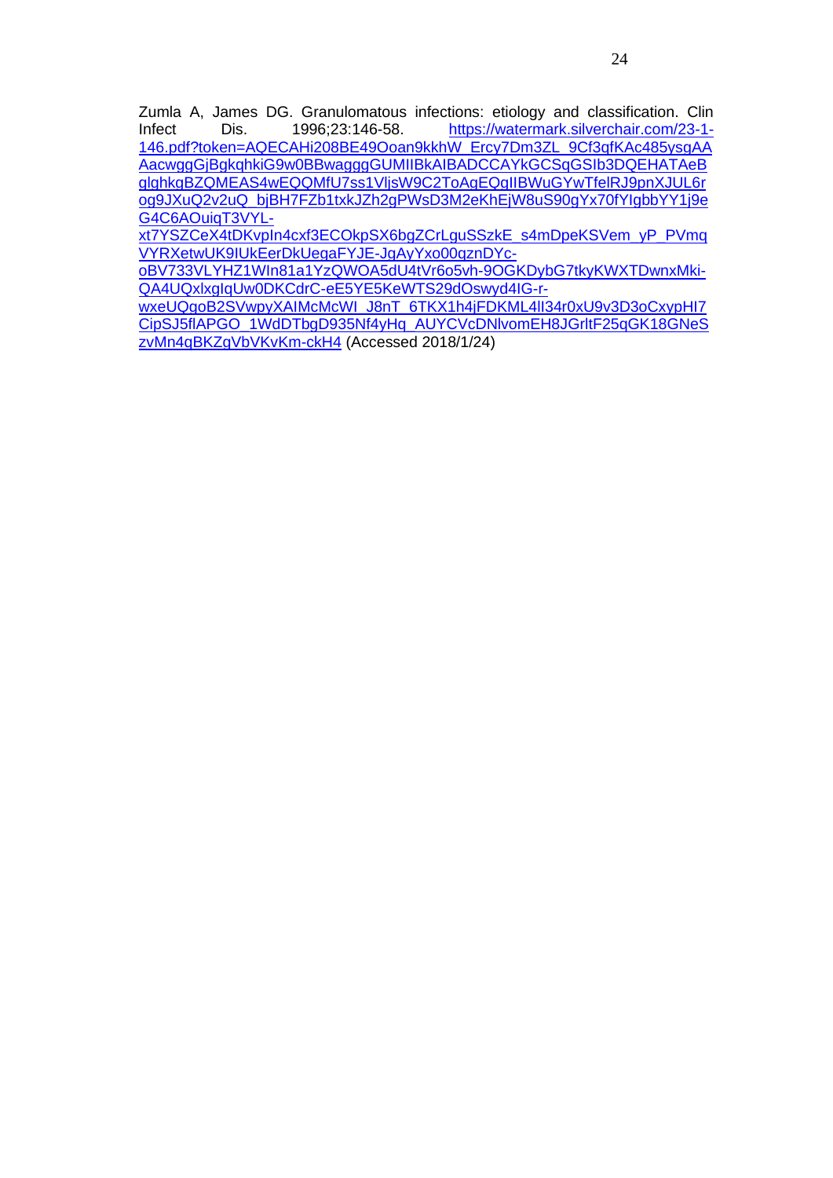Zumla A, James DG. Granulomatous infections: etiology and classification. Clin Infect Dis. 1996;23:146-58. https://watermark.silverchair.com/23-1-146.pdf?token=AQECAHi208BE49Ooan9kkhW_Ercy7Dm3ZL_9Cf3qfKAc485ysgAAAacwggGjBgkqhkiG9w0BBwagggGUMIIBkAIBADCCAYkGCSqGSIb3DQEHATAeBglghkgBZQMEAS4wEQQMfU7ss1VljsW9C2ToAgEQgIIBWuGYwTfelRJ9pnXJUL6rog9JXuQ2v2uQ_bjBH7FZb1txkJZh2gPWsD3M2eKhEjW8uS90gYx70fYIgbbYY1j9eG4C6AOuiqT3VYL-xt7YSZCeX4tDKvpIn4cxf3ECOkpSX6bgZCrLguSSzkE_s4mDpeKSVem_yP_PVmqVYRXetwUK9IUkEerDkUegaFYJE-JgAyYxo00qznDYc-oBV733VLYHZ1WIn81a1YzQWOA5dU4tVr6o5vh-9OGKDybG7tkyKWXTDwnxMki-QA4UQxlxgIqUw0DKCdrC-eE5YE5KeWTS29dOswyd4IG-r-wxeUQgoB2SVwpyXAIMcMcWI_J8nT_6TKX1h4jFDKML4lI34r0xU9v3D3oCxypHI7CipSJ5flAPGO_1WdDTbgD935Nf4yHq_AUYCVcDNlvomEH8JGrltF25qGK18GNeSzvMn4qBKZgVbVKvKm-ckH4 (Accessed 2018/1/24)